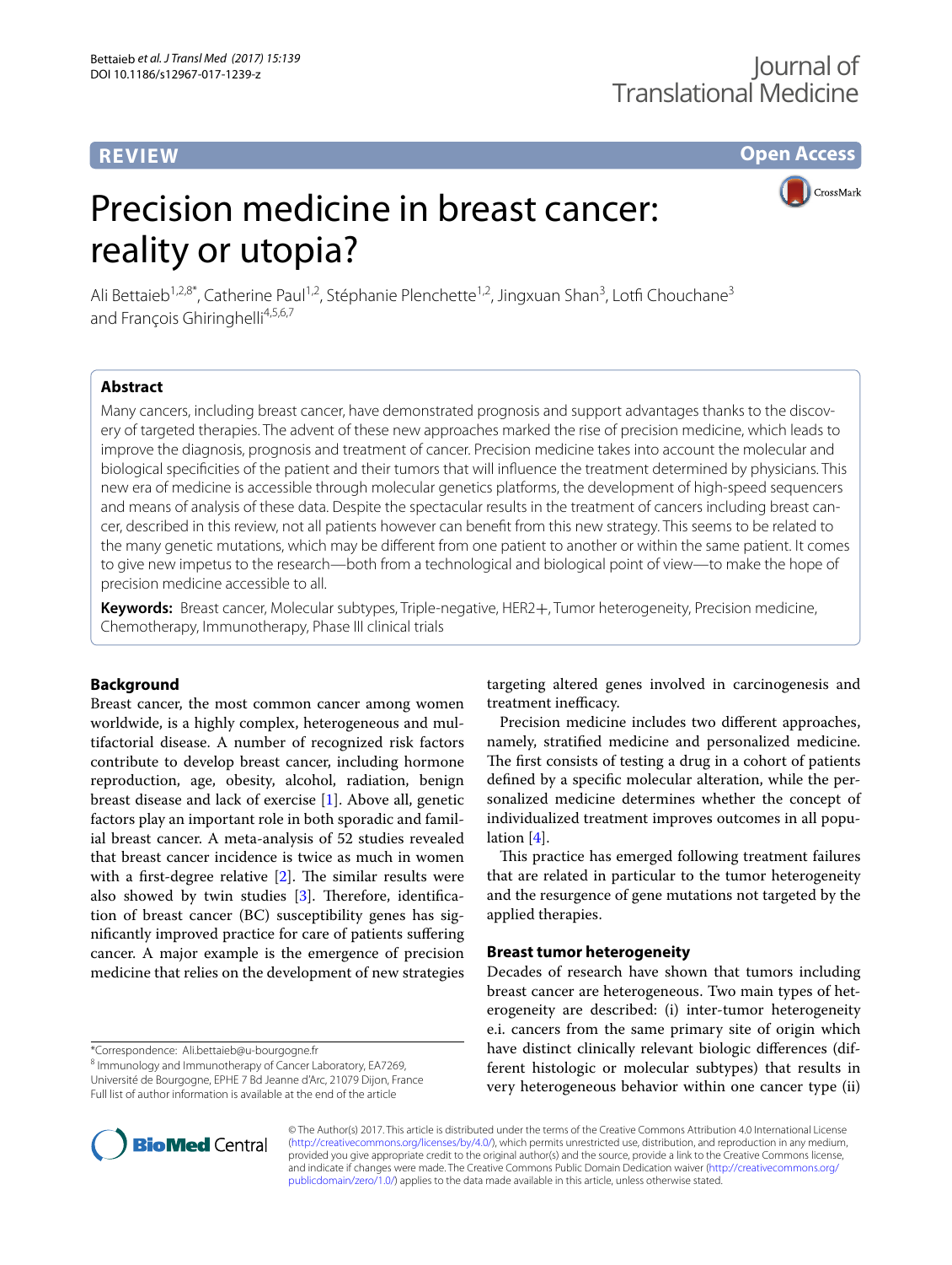REVIEW

Open Access

# Precision medicine in breast cancer: reality or utopia?

Ali Bettaieb[1,2,8*], Catherine Paul[1,2], Stéphanie Plenchette[1,2], Jingxuan Shan[3], Lotfi Chouchane[3] and François Ghiringhelli[4,5,6,7]

## Abstract

Many cancers, including breast cancer, have demonstrated prognosis and support advantages thanks to the discovery of targeted therapies. The advent of these new approaches marked the rise of precision medicine, which leads to improve the diagnosis, prognosis and treatment of cancer. Precision medicine takes into account the molecular and biological specificities of the patient and their tumors that will influence the treatment determined by physicians. This new era of medicine is accessible through molecular genetics platforms, the development of high-speed sequencers and means of analysis of these data. Despite the spectacular results in the treatment of cancers including breast cancer, described in this review, not all patients however can benefit from this new strategy. This seems to be related to the many genetic mutations, which may be different from one patient to another or within the same patient. It comes to give new impetus to the research—both from a technological and biological point of view—to make the hope of precision medicine accessible to all.

**Keywords:** Breast cancer, Molecular subtypes, Triple-negative, HER2+, Tumor heterogeneity, Precision medicine, Chemotherapy, Immunotherapy, Phase III clinical trials

## Background

Breast cancer, the most common cancer among women worldwide, is a highly complex, heterogeneous and multifactorial disease. A number of recognized risk factors contribute to develop breast cancer, including hormone reproduction, age, obesity, alcohol, radiation, benign breast disease and lack of exercise [1]. Above all, genetic factors play an important role in both sporadic and familial breast cancer. A meta-analysis of 52 studies revealed that breast cancer incidence is twice as much in women with a first-degree relative [2]. The similar results were also showed by twin studies [3]. Therefore, identification of breast cancer (BC) susceptibility genes has significantly improved practice for care of patients suffering cancer. A major example is the emergence of precision medicine that relies on the development of new strategies targeting altered genes involved in carcinogenesis and treatment inefficacy.

Precision medicine includes two different approaches, namely, stratified medicine and personalized medicine. The first consists of testing a drug in a cohort of patients defined by a specific molecular alteration, while the personalized medicine determines whether the concept of individualized treatment improves outcomes in all population [4].

This practice has emerged following treatment failures that are related in particular to the tumor heterogeneity and the resurgence of gene mutations not targeted by the applied therapies.

## Breast tumor heterogeneity

Decades of research have shown that tumors including breast cancer are heterogeneous. Two main types of heterogeneity are described: (i) inter-tumor heterogeneity e.i. cancers from the same primary site of origin which have distinct clinically relevant biologic differences (different histologic or molecular subtypes) that results in very heterogeneous behavior within one cancer type (ii)

*Correspondence: Ali.bettaieb@u-bourgogne.fr
[8] Immunology and Immunotherapy of Cancer Laboratory, EA7269, Université de Bourgogne, EPHE 7 Bd Jeanne d'Arc, 21079 Dijon, France
Full list of author information is available at the end of the article

© The Author(s) 2017. This article is distributed under the terms of the Creative Commons Attribution 4.0 International License (http://creativecommons.org/licenses/by/4.0/), which permits unrestricted use, distribution, and reproduction in any medium, provided you give appropriate credit to the original author(s) and the source, provide a link to the Creative Commons license, and indicate if changes were made. The Creative Commons Public Domain Dedication waiver (http://creativecommons.org/publicdomain/zero/1.0/) applies to the data made available in this article, unless otherwise stated.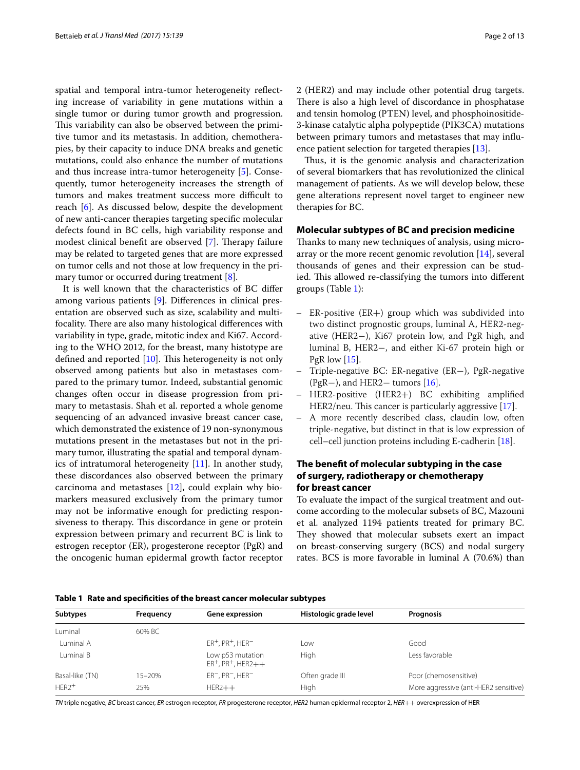spatial and temporal intra-tumor heterogeneity reflecting increase of variability in gene mutations within a single tumor or during tumor growth and progression. This variability can also be observed between the primitive tumor and its metastasis. In addition, chemotherapies, by their capacity to induce DNA breaks and genetic mutations, could also enhance the number of mutations and thus increase intra-tumor heterogeneity [5]. Consequently, tumor heterogeneity increases the strength of tumors and makes treatment success more difficult to reach [6]. As discussed below, despite the development of new anti-cancer therapies targeting specific molecular defects found in BC cells, high variability response and modest clinical benefit are observed [7]. Therapy failure may be related to targeted genes that are more expressed on tumor cells and not those at low frequency in the primary tumor or occurred during treatment [8].

It is well known that the characteristics of BC differ among various patients [9]. Differences in clinical presentation are observed such as size, scalability and multifocality. There are also many histological differences with variability in type, grade, mitotic index and Ki67. According to the WHO 2012, for the breast, many histotype are defined and reported [10]. This heterogeneity is not only observed among patients but also in metastases compared to the primary tumor. Indeed, substantial genomic changes often occur in disease progression from primary to metastasis. Shah et al. reported a whole genome sequencing of an advanced invasive breast cancer case, which demonstrated the existence of 19 non-synonymous mutations present in the metastases but not in the primary tumor, illustrating the spatial and temporal dynamics of intratumoral heterogeneity [11]. In another study, these discordances also observed between the primary carcinoma and metastases [12], could explain why biomarkers measured exclusively from the primary tumor may not be informative enough for predicting responsiveness to therapy. This discordance in gene or protein expression between primary and recurrent BC is link to estrogen receptor (ER), progesterone receptor (PgR) and the oncogenic human epidermal growth factor receptor 2 (HER2) and may include other potential drug targets. There is also a high level of discordance in phosphatase and tensin homolog (PTEN) level, and phosphoinositide-3-kinase catalytic alpha polypeptide (PIK3CA) mutations between primary tumors and metastases that may influence patient selection for targeted therapies [13].

Thus, it is the genomic analysis and characterization of several biomarkers that has revolutionized the clinical management of patients. As we will develop below, these gene alterations represent novel target to engineer new therapies for BC.

## Molecular subtypes of BC and precision medicine

Thanks to many new techniques of analysis, using microarray or the more recent genomic revolution [14], several thousands of genes and their expression can be studied. This allowed re-classifying the tumors into different groups (Table 1):

- ER-positive (ER+) group which was subdivided into two distinct prognostic groups, luminal A, HER2-negative (HER2−), Ki67 protein low, and PgR high, and luminal B, HER2−, and either Ki-67 protein high or PgR low [15].
- Triple-negative BC: ER-negative (ER−), PgR-negative (PgR−), and HER2− tumors [16].
- HER2-positive (HER2+) BC exhibiting amplified HER2/neu. This cancer is particularly aggressive [17].
- A more recently described class, claudin low, often triple-negative, but distinct in that is low expression of cell–cell junction proteins including E-cadherin [18].

## The benefit of molecular subtyping in the case of surgery, radiotherapy or chemotherapy for breast cancer

To evaluate the impact of the surgical treatment and outcome according to the molecular subsets of BC, Mazouni et al. analyzed 1194 patients treated for primary BC. They showed that molecular subsets exert an impact on breast-conserving surgery (BCS) and nodal surgery rates. BCS is more favorable in luminal A (70.6%) than

**Table 1 Rate and specificities of the breast cancer molecular subtypes**

| Subtypes | Frequency | Gene expression | Histologic grade level | Prognosis |
|---|---|---|---|---|
| Luminal | 60% BC | | | |
| Luminal A | | $ER^{+}$, $PR^{+}$, $HER^{-}$ | Low | Good |
| Luminal B | | Low p53 mutation $ER^{+}$, $PR^{+}$, HER2++ | High | Less favorable |
| Basal-like (TN) | 15–20% | $ER^{-}$, $PR^{-}$, $HER^{-}$ | Often grade III | Poor (chemosensitive) |
| $HER2^{+}$ | 25% | HER2++ | High | More aggressive (anti-HER2 sensitive) |

*TN* triple negative, *BC* breast cancer, *ER* estrogen receptor, *PR* progesterone receptor, *HER2* human epidermal receptor 2, *HER++* overexpression of HER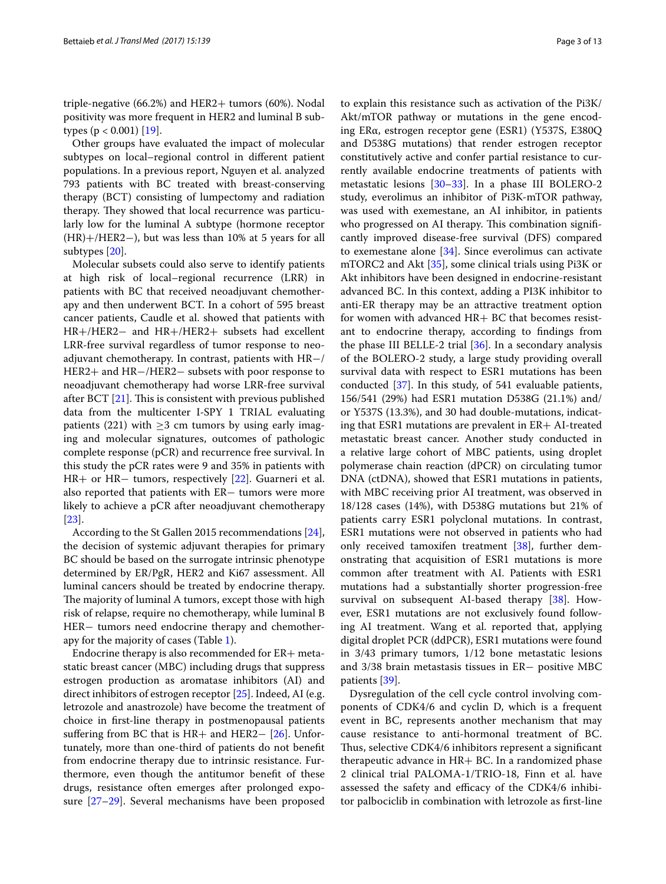triple-negative (66.2%) and HER2+ tumors (60%). Nodal positivity was more frequent in HER2 and luminal B subtypes ($p < 0.001$) [19].

Other groups have evaluated the impact of molecular subtypes on local–regional control in different patient populations. In a previous report, Nguyen et al. analyzed 793 patients with BC treated with breast-conserving therapy (BCT) consisting of lumpectomy and radiation therapy. They showed that local recurrence was particularly low for the luminal A subtype (hormone receptor (HR)+/HER2−), but was less than 10% at 5 years for all subtypes [20].

Molecular subsets could also serve to identify patients at high risk of local–regional recurrence (LRR) in patients with BC that received neoadjuvant chemotherapy and then underwent BCT. In a cohort of 595 breast cancer patients, Caudle et al. showed that patients with HR+/HER2− and HR+/HER2+ subsets had excellent LRR-free survival regardless of tumor response to neoadjuvant chemotherapy. In contrast, patients with HR−/HER2+ and HR−/HER2− subsets with poor response to neoadjuvant chemotherapy had worse LRR-free survival after BCT [21]. This is consistent with previous published data from the multicenter I-SPY 1 TRIAL evaluating patients (221) with ≥3 cm tumors by using early imaging and molecular signatures, outcomes of pathologic complete response (pCR) and recurrence free survival. In this study the pCR rates were 9 and 35% in patients with HR+ or HR− tumors, respectively [22]. Guarneri et al. also reported that patients with ER− tumors were more likely to achieve a pCR after neoadjuvant chemotherapy [23].

According to the St Gallen 2015 recommendations [24], the decision of systemic adjuvant therapies for primary BC should be based on the surrogate intrinsic phenotype determined by ER/PgR, HER2 and Ki67 assessment. All luminal cancers should be treated by endocrine therapy. The majority of luminal A tumors, except those with high risk of relapse, require no chemotherapy, while luminal B HER− tumors need endocrine therapy and chemotherapy for the majority of cases (Table 1).

Endocrine therapy is also recommended for ER+ metastatic breast cancer (MBC) including drugs that suppress estrogen production as aromatase inhibitors (AI) and direct inhibitors of estrogen receptor [25]. Indeed, AI (e.g. letrozole and anastrozole) have become the treatment of choice in first-line therapy in postmenopausal patients suffering from BC that is HR+ and HER2− [26]. Unfortunately, more than one-third of patients do not benefit from endocrine therapy due to intrinsic resistance. Furthermore, even though the antitumor benefit of these drugs, resistance often emerges after prolonged exposure [27–29]. Several mechanisms have been proposed to explain this resistance such as activation of the Pi3K/Akt/mTOR pathway or mutations in the gene encoding ERα, estrogen receptor gene (ESR1) (Y537S, E380Q and D538G mutations) that render estrogen receptor constitutively active and confer partial resistance to currently available endocrine treatments of patients with metastatic lesions [30–33]. In a phase III BOLERO-2 study, everolimus an inhibitor of Pi3K-mTOR pathway, was used with exemestane, an AI inhibitor, in patients who progressed on AI therapy. This combination significantly improved disease-free survival (DFS) compared to exemestane alone [34]. Since everolimus can activate mTORC2 and Akt [35], some clinical trials using Pi3K or Akt inhibitors have been designed in endocrine-resistant advanced BC. In this context, adding a PI3K inhibitor to anti-ER therapy may be an attractive treatment option for women with advanced HR+ BC that becomes resistant to endocrine therapy, according to findings from the phase III BELLE-2 trial [36]. In a secondary analysis of the BOLERO-2 study, a large study providing overall survival data with respect to ESR1 mutations has been conducted [37]. In this study, of 541 evaluable patients, 156/541 (29%) had ESR1 mutation D538G (21.1%) and/or Y537S (13.3%), and 30 had double-mutations, indicating that ESR1 mutations are prevalent in ER+ AI-treated metastatic breast cancer. Another study conducted in a relative large cohort of MBC patients, using droplet polymerase chain reaction (dPCR) on circulating tumor DNA (ctDNA), showed that ESR1 mutations in patients, with MBC receiving prior AI treatment, was observed in 18/128 cases (14%), with D538G mutations but 21% of patients carry ESR1 polyclonal mutations. In contrast, ESR1 mutations were not observed in patients who had only received tamoxifen treatment [38], further demonstrating that acquisition of ESR1 mutations is more common after treatment with AI. Patients with ESR1 mutations had a substantially shorter progression-free survival on subsequent AI-based therapy [38]. However, ESR1 mutations are not exclusively found following AI treatment. Wang et al. reported that, applying digital droplet PCR (ddPCR), ESR1 mutations were found in 3/43 primary tumors, 1/12 bone metastatic lesions and 3/38 brain metastasis tissues in ER− positive MBC patients [39].

Dysregulation of the cell cycle control involving components of CDK4/6 and cyclin D, which is a frequent event in BC, represents another mechanism that may cause resistance to anti-hormonal treatment of BC. Thus, selective CDK4/6 inhibitors represent a significant therapeutic advance in HR+ BC. In a randomized phase 2 clinical trial PALOMA-1/TRIO-18, Finn et al. have assessed the safety and efficacy of the CDK4/6 inhibitor palbociclib in combination with letrozole as first-line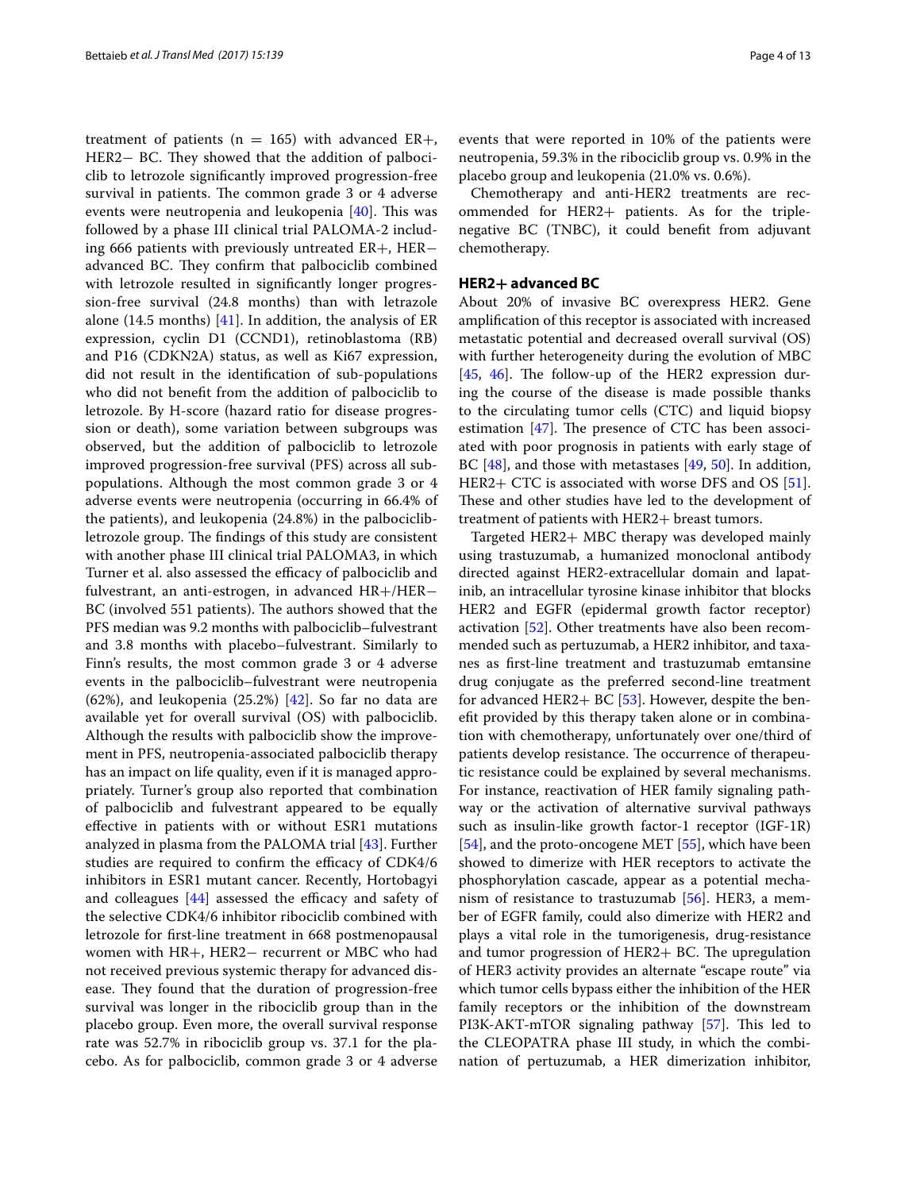treatment of patients (n = 165) with advanced ER+, HER2− BC. They showed that the addition of palbociclib to letrozole significantly improved progression-free survival in patients. The common grade 3 or 4 adverse events were neutropenia and leukopenia [40]. This was followed by a phase III clinical trial PALOMA-2 including 666 patients with previously untreated ER+, HER− advanced BC. They confirm that palbociclib combined with letrozole resulted in significantly longer progression-free survival (24.8 months) than with letrazole alone (14.5 months) [41]. In addition, the analysis of ER expression, cyclin D1 (CCND1), retinoblastoma (RB) and P16 (CDKN2A) status, as well as Ki67 expression, did not result in the identification of sub-populations who did not benefit from the addition of palbociclib to letrozole. By H-score (hazard ratio for disease progression or death), some variation between subgroups was observed, but the addition of palbociclib to letrozole improved progression-free survival (PFS) across all subpopulations. Although the most common grade 3 or 4 adverse events were neutropenia (occurring in 66.4% of the patients), and leukopenia (24.8%) in the palbociclib-letrozole group. The findings of this study are consistent with another phase III clinical trial PALOMA3, in which Turner et al. also assessed the efficacy of palbociclib and fulvestrant, an anti-estrogen, in advanced HR+/HER− BC (involved 551 patients). The authors showed that the PFS median was 9.2 months with palbociclib–fulvestrant and 3.8 months with placebo–fulvestrant. Similarly to Finn's results, the most common grade 3 or 4 adverse events in the palbociclib–fulvestrant were neutropenia (62%), and leukopenia (25.2%) [42]. So far no data are available yet for overall survival (OS) with palbociclib. Although the results with palbociclib show the improvement in PFS, neutropenia-associated palbociclib therapy has an impact on life quality, even if it is managed appropriately. Turner's group also reported that combination of palbociclib and fulvestrant appeared to be equally effective in patients with or without ESR1 mutations analyzed in plasma from the PALOMA trial [43]. Further studies are required to confirm the efficacy of CDK4/6 inhibitors in ESR1 mutant cancer. Recently, Hortobagyi and colleagues [44] assessed the efficacy and safety of the selective CDK4/6 inhibitor ribociclib combined with letrozole for first-line treatment in 668 postmenopausal women with HR+, HER2− recurrent or MBC who had not received previous systemic therapy for advanced disease. They found that the duration of progression-free survival was longer in the ribociclib group than in the placebo group. Even more, the overall survival response rate was 52.7% in ribociclib group vs. 37.1 for the placebo. As for palbociclib, common grade 3 or 4 adverse events that were reported in 10% of the patients were neutropenia, 59.3% in the ribociclib group vs. 0.9% in the placebo group and leukopenia (21.0% vs. 0.6%).

Chemotherapy and anti-HER2 treatments are recommended for HER2+ patients. As for the triple-negative BC (TNBC), it could benefit from adjuvant chemotherapy.

## HER2+ advanced BC

About 20% of invasive BC overexpress HER2. Gene amplification of this receptor is associated with increased metastatic potential and decreased overall survival (OS) with further heterogeneity during the evolution of MBC [45, 46]. The follow-up of the HER2 expression during the course of the disease is made possible thanks to the circulating tumor cells (CTC) and liquid biopsy estimation [47]. The presence of CTC has been associated with poor prognosis in patients with early stage of BC [48], and those with metastases [49, 50]. In addition, HER2+ CTC is associated with worse DFS and OS [51]. These and other studies have led to the development of treatment of patients with HER2+ breast tumors.

Targeted HER2+ MBC therapy was developed mainly using trastuzumab, a humanized monoclonal antibody directed against HER2-extracellular domain and lapatinib, an intracellular tyrosine kinase inhibitor that blocks HER2 and EGFR (epidermal growth factor receptor) activation [52]. Other treatments have also been recommended such as pertuzumab, a HER2 inhibitor, and taxanes as first-line treatment and trastuzumab emtansine drug conjugate as the preferred second-line treatment for advanced HER2+ BC [53]. However, despite the benefit provided by this therapy taken alone or in combination with chemotherapy, unfortunately over one/third of patients develop resistance. The occurrence of therapeutic resistance could be explained by several mechanisms. For instance, reactivation of HER family signaling pathway or the activation of alternative survival pathways such as insulin-like growth factor-1 receptor (IGF-1R) [54], and the proto-oncogene MET [55], which have been showed to dimerize with HER receptors to activate the phosphorylation cascade, appear as a potential mechanism of resistance to trastuzumab [56]. HER3, a member of EGFR family, could also dimerize with HER2 and plays a vital role in the tumorigenesis, drug-resistance and tumor progression of HER2+ BC. The upregulation of HER3 activity provides an alternate "escape route" via which tumor cells bypass either the inhibition of the HER family receptors or the inhibition of the downstream PI3K-AKT-mTOR signaling pathway [57]. This led to the CLEOPATRA phase III study, in which the combination of pertuzumab, a HER dimerization inhibitor,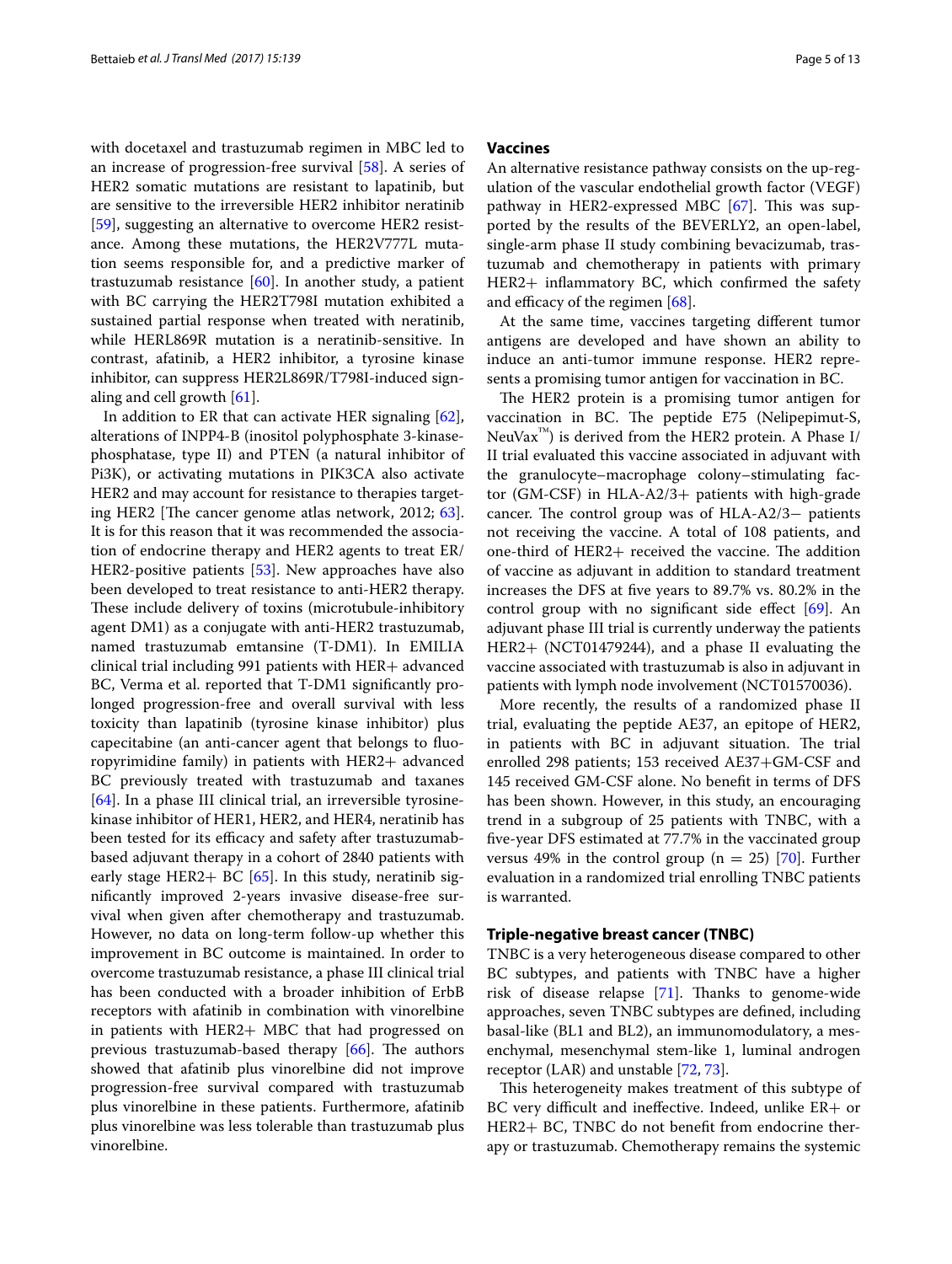with docetaxel and trastuzumab regimen in MBC led to an increase of progression-free survival [58]. A series of HER2 somatic mutations are resistant to lapatinib, but are sensitive to the irreversible HER2 inhibitor neratinib [59], suggesting an alternative to overcome HER2 resistance. Among these mutations, the HER2V777L mutation seems responsible for, and a predictive marker of trastuzumab resistance [60]. In another study, a patient with BC carrying the HER2T798I mutation exhibited a sustained partial response when treated with neratinib, while HERL869R mutation is a neratinib-sensitive. In contrast, afatinib, a HER2 inhibitor, a tyrosine kinase inhibitor, can suppress HER2L869R/T798I-induced signaling and cell growth [61].

In addition to ER that can activate HER signaling [62], alterations of INPP4-B (inositol polyphosphate 3-kinase-phosphatase, type II) and PTEN (a natural inhibitor of Pi3K), or activating mutations in PIK3CA also activate HER2 and may account for resistance to therapies targeting HER2 [The cancer genome atlas network, 2012; 63]. It is for this reason that it was recommended the association of endocrine therapy and HER2 agents to treat ER/HER2-positive patients [53]. New approaches have also been developed to treat resistance to anti-HER2 therapy. These include delivery of toxins (microtubule-inhibitory agent DM1) as a conjugate with anti-HER2 trastuzumab, named trastuzumab emtansine (T-DM1). In EMILIA clinical trial including 991 patients with HER+ advanced BC, Verma et al. reported that T-DM1 significantly prolonged progression-free and overall survival with less toxicity than lapatinib (tyrosine kinase inhibitor) plus capecitabine (an anti-cancer agent that belongs to fluoropyrimidine family) in patients with HER2+ advanced BC previously treated with trastuzumab and taxanes [64]. In a phase III clinical trial, an irreversible tyrosine-kinase inhibitor of HER1, HER2, and HER4, neratinib has been tested for its efficacy and safety after trastuzumab-based adjuvant therapy in a cohort of 2840 patients with early stage HER2+ BC [65]. In this study, neratinib significantly improved 2-years invasive disease-free survival when given after chemotherapy and trastuzumab. However, no data on long-term follow-up whether this improvement in BC outcome is maintained. In order to overcome trastuzumab resistance, a phase III clinical trial has been conducted with a broader inhibition of ErbB receptors with afatinib in combination with vinorelbine in patients with HER2+ MBC that had progressed on previous trastuzumab-based therapy [66]. The authors showed that afatinib plus vinorelbine did not improve progression-free survival compared with trastuzumab plus vinorelbine in these patients. Furthermore, afatinib plus vinorelbine was less tolerable than trastuzumab plus vinorelbine.

## Vaccines

An alternative resistance pathway consists on the up-regulation of the vascular endothelial growth factor (VEGF) pathway in HER2-expressed MBC [67]. This was supported by the results of the BEVERLY2, an open-label, single-arm phase II study combining bevacizumab, trastuzumab and chemotherapy in patients with primary HER2+ inflammatory BC, which confirmed the safety and efficacy of the regimen [68].

At the same time, vaccines targeting different tumor antigens are developed and have shown an ability to induce an anti-tumor immune response. HER2 represents a promising tumor antigen for vaccination in BC.

The HER2 protein is a promising tumor antigen for vaccination in BC. The peptide E75 (Nelipepimut-S, NeuVax™) is derived from the HER2 protein. A Phase I/II trial evaluated this vaccine associated in adjuvant with the granulocyte–macrophage colony–stimulating factor (GM-CSF) in HLA-A2/3+ patients with high-grade cancer. The control group was of HLA-A2/3− patients not receiving the vaccine. A total of 108 patients, and one-third of HER2+ received the vaccine. The addition of vaccine as adjuvant in addition to standard treatment increases the DFS at five years to 89.7% vs. 80.2% in the control group with no significant side effect [69]. An adjuvant phase III trial is currently underway the patients HER2+ (NCT01479244), and a phase II evaluating the vaccine associated with trastuzumab is also in adjuvant in patients with lymph node involvement (NCT01570036).

More recently, the results of a randomized phase II trial, evaluating the peptide AE37, an epitope of HER2, in patients with BC in adjuvant situation. The trial enrolled 298 patients; 153 received AE37+GM-CSF and 145 received GM-CSF alone. No benefit in terms of DFS has been shown. However, in this study, an encouraging trend in a subgroup of 25 patients with TNBC, with a five-year DFS estimated at 77.7% in the vaccinated group versus 49% in the control group ($n = 25$) [70]. Further evaluation in a randomized trial enrolling TNBC patients is warranted.

## Triple-negative breast cancer (TNBC)

TNBC is a very heterogeneous disease compared to other BC subtypes, and patients with TNBC have a higher risk of disease relapse [71]. Thanks to genome-wide approaches, seven TNBC subtypes are defined, including basal-like (BL1 and BL2), an immunomodulatory, a mesenchymal, mesenchymal stem-like 1, luminal androgen receptor (LAR) and unstable [72, 73].

This heterogeneity makes treatment of this subtype of BC very difficult and ineffective. Indeed, unlike ER+ or HER2+ BC, TNBC do not benefit from endocrine therapy or trastuzumab. Chemotherapy remains the systemic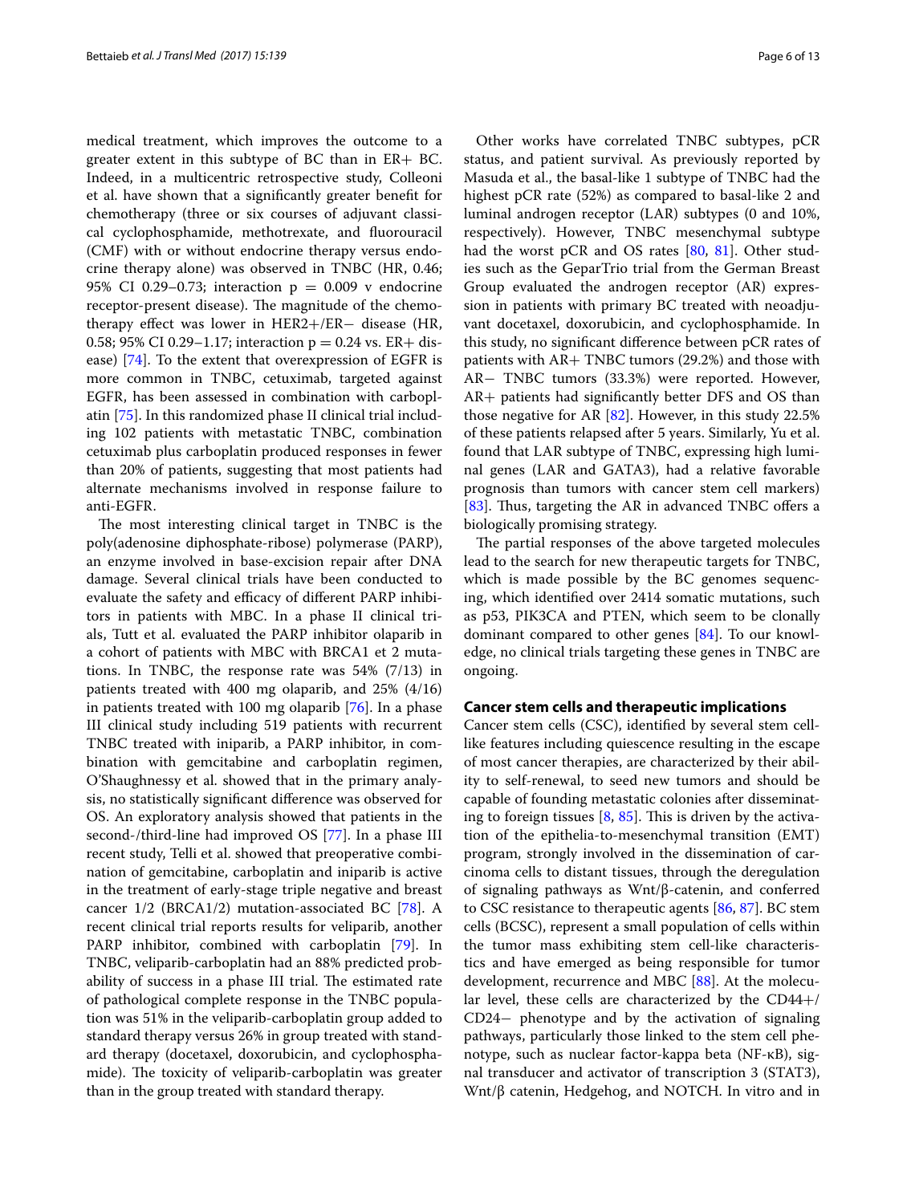medical treatment, which improves the outcome to a greater extent in this subtype of BC than in ER+ BC. Indeed, in a multicentric retrospective study, Colleoni et al. have shown that a significantly greater benefit for chemotherapy (three or six courses of adjuvant classical cyclophosphamide, methotrexate, and fluorouracil (CMF) with or without endocrine therapy versus endocrine therapy alone) was observed in TNBC (HR, 0.46; 95% CI 0.29–0.73; interaction p = 0.009 v endocrine receptor-present disease). The magnitude of the chemotherapy effect was lower in HER2+/ER− disease (HR, 0.58; 95% CI 0.29–1.17; interaction p = 0.24 vs. ER+ disease) [74]. To the extent that overexpression of EGFR is more common in TNBC, cetuximab, targeted against EGFR, has been assessed in combination with carboplatin [75]. In this randomized phase II clinical trial including 102 patients with metastatic TNBC, combination cetuximab plus carboplatin produced responses in fewer than 20% of patients, suggesting that most patients had alternate mechanisms involved in response failure to anti-EGFR.

The most interesting clinical target in TNBC is the poly(adenosine diphosphate-ribose) polymerase (PARP), an enzyme involved in base-excision repair after DNA damage. Several clinical trials have been conducted to evaluate the safety and efficacy of different PARP inhibitors in patients with MBC. In a phase II clinical trials, Tutt et al. evaluated the PARP inhibitor olaparib in a cohort of patients with MBC with BRCA1 et 2 mutations. In TNBC, the response rate was 54% (7/13) in patients treated with 400 mg olaparib, and 25% (4/16) in patients treated with 100 mg olaparib [76]. In a phase III clinical study including 519 patients with recurrent TNBC treated with iniparib, a PARP inhibitor, in combination with gemcitabine and carboplatin regimen, O'Shaughnessy et al. showed that in the primary analysis, no statistically significant difference was observed for OS. An exploratory analysis showed that patients in the second-/third-line had improved OS [77]. In a phase III recent study, Telli et al. showed that preoperative combination of gemcitabine, carboplatin and iniparib is active in the treatment of early-stage triple negative and breast cancer 1/2 (BRCA1/2) mutation-associated BC [78]. A recent clinical trial reports results for veliparib, another PARP inhibitor, combined with carboplatin [79]. In TNBC, veliparib-carboplatin had an 88% predicted probability of success in a phase III trial. The estimated rate of pathological complete response in the TNBC population was 51% in the veliparib-carboplatin group added to standard therapy versus 26% in group treated with standard therapy (docetaxel, doxorubicin, and cyclophosphamide). The toxicity of veliparib-carboplatin was greater than in the group treated with standard therapy.

Other works have correlated TNBC subtypes, pCR status, and patient survival. As previously reported by Masuda et al., the basal-like 1 subtype of TNBC had the highest pCR rate (52%) as compared to basal-like 2 and luminal androgen receptor (LAR) subtypes (0 and 10%, respectively). However, TNBC mesenchymal subtype had the worst pCR and OS rates [80, 81]. Other studies such as the GeparTrio trial from the German Breast Group evaluated the androgen receptor (AR) expression in patients with primary BC treated with neoadjuvant docetaxel, doxorubicin, and cyclophosphamide. In this study, no significant difference between pCR rates of patients with AR+ TNBC tumors (29.2%) and those with AR− TNBC tumors (33.3%) were reported. However, AR+ patients had significantly better DFS and OS than those negative for AR [82]. However, in this study 22.5% of these patients relapsed after 5 years. Similarly, Yu et al. found that LAR subtype of TNBC, expressing high luminal genes (LAR and GATA3), had a relative favorable prognosis than tumors with cancer stem cell markers) [83]. Thus, targeting the AR in advanced TNBC offers a biologically promising strategy.

The partial responses of the above targeted molecules lead to the search for new therapeutic targets for TNBC, which is made possible by the BC genomes sequencing, which identified over 2414 somatic mutations, such as p53, PIK3CA and PTEN, which seem to be clonally dominant compared to other genes [84]. To our knowledge, no clinical trials targeting these genes in TNBC are ongoing.

## Cancer stem cells and therapeutic implications

Cancer stem cells (CSC), identified by several stem cell-like features including quiescence resulting in the escape of most cancer therapies, are characterized by their ability to self-renewal, to seed new tumors and should be capable of founding metastatic colonies after disseminating to foreign tissues [8, 85]. This is driven by the activation of the epithelia-to-mesenchymal transition (EMT) program, strongly involved in the dissemination of carcinoma cells to distant tissues, through the deregulation of signaling pathways as Wnt/β-catenin, and conferred to CSC resistance to therapeutic agents [86, 87]. BC stem cells (BCSC), represent a small population of cells within the tumor mass exhibiting stem cell-like characteristics and have emerged as being responsible for tumor development, recurrence and MBC [88]. At the molecular level, these cells are characterized by the CD44+/CD24− phenotype and by the activation of signaling pathways, particularly those linked to the stem cell phenotype, such as nuclear factor-kappa beta (NF-κB), signal transducer and activator of transcription 3 (STAT3), Wnt/β catenin, Hedgehog, and NOTCH. In vitro and in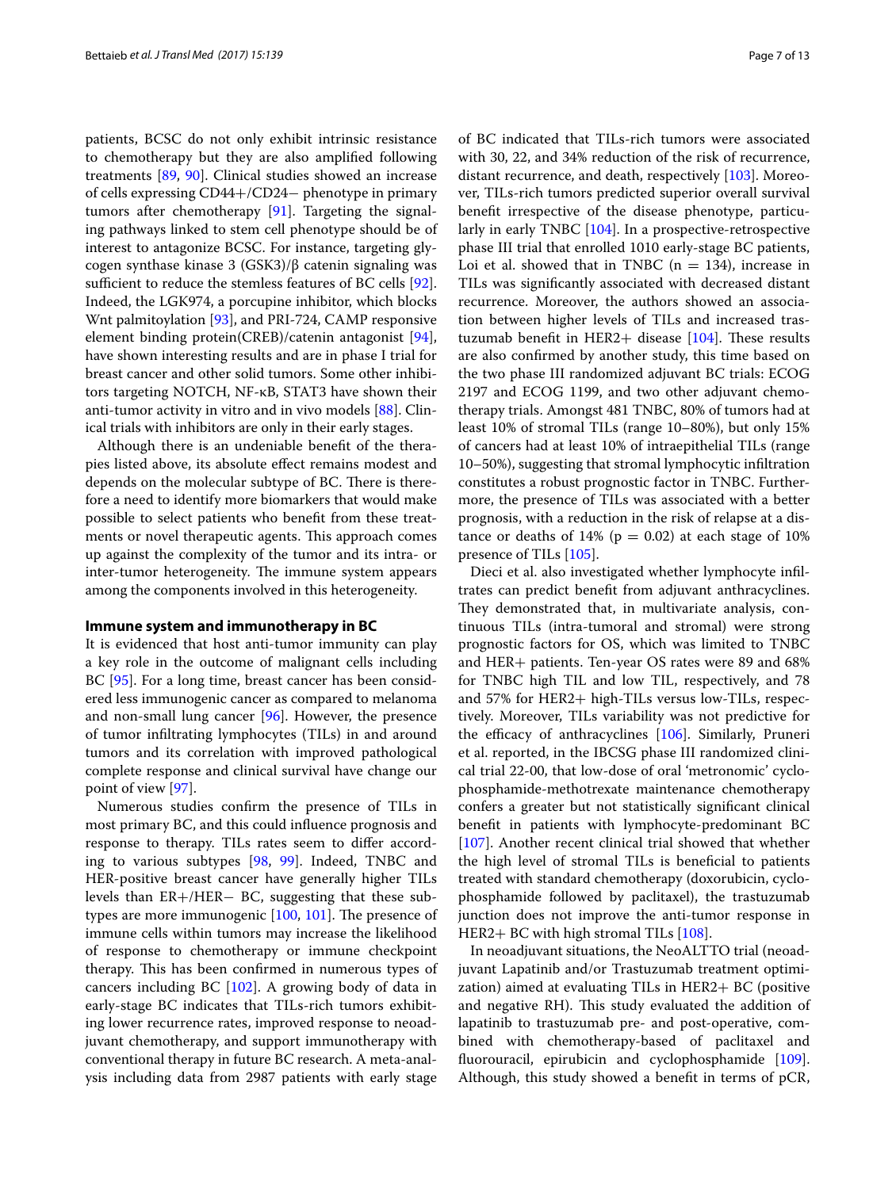patients, BCSC do not only exhibit intrinsic resistance to chemotherapy but they are also amplified following treatments [89, 90]. Clinical studies showed an increase of cells expressing CD44+/CD24− phenotype in primary tumors after chemotherapy [91]. Targeting the signaling pathways linked to stem cell phenotype should be of interest to antagonize BCSC. For instance, targeting glycogen synthase kinase 3 (GSK3)/β catenin signaling was sufficient to reduce the stemless features of BC cells [92]. Indeed, the LGK974, a porcupine inhibitor, which blocks Wnt palmitoylation [93], and PRI-724, CAMP responsive element binding protein(CREB)/catenin antagonist [94], have shown interesting results and are in phase I trial for breast cancer and other solid tumors. Some other inhibitors targeting NOTCH, NF-κB, STAT3 have shown their anti-tumor activity in vitro and in vivo models [88]. Clinical trials with inhibitors are only in their early stages.

Although there is an undeniable benefit of the therapies listed above, its absolute effect remains modest and depends on the molecular subtype of BC. There is therefore a need to identify more biomarkers that would make possible to select patients who benefit from these treatments or novel therapeutic agents. This approach comes up against the complexity of the tumor and its intra- or inter-tumor heterogeneity. The immune system appears among the components involved in this heterogeneity.

## Immune system and immunotherapy in BC

It is evidenced that host anti-tumor immunity can play a key role in the outcome of malignant cells including BC [95]. For a long time, breast cancer has been considered less immunogenic cancer as compared to melanoma and non-small lung cancer [96]. However, the presence of tumor infiltrating lymphocytes (TILs) in and around tumors and its correlation with improved pathological complete response and clinical survival have change our point of view [97].

Numerous studies confirm the presence of TILs in most primary BC, and this could influence prognosis and response to therapy. TILs rates seem to differ according to various subtypes [98, 99]. Indeed, TNBC and HER-positive breast cancer have generally higher TILs levels than ER+/HER− BC, suggesting that these subtypes are more immunogenic [100, 101]. The presence of immune cells within tumors may increase the likelihood of response to chemotherapy or immune checkpoint therapy. This has been confirmed in numerous types of cancers including BC [102]. A growing body of data in early-stage BC indicates that TILs-rich tumors exhibiting lower recurrence rates, improved response to neoadjuvant chemotherapy, and support immunotherapy with conventional therapy in future BC research. A meta-analysis including data from 2987 patients with early stage of BC indicated that TILs-rich tumors were associated with 30, 22, and 34% reduction of the risk of recurrence, distant recurrence, and death, respectively [103]. Moreover, TILs-rich tumors predicted superior overall survival benefit irrespective of the disease phenotype, particularly in early TNBC [104]. In a prospective-retrospective phase III trial that enrolled 1010 early-stage BC patients, Loi et al. showed that in TNBC ($n = 134$), increase in TILs was significantly associated with decreased distant recurrence. Moreover, the authors showed an association between higher levels of TILs and increased trastuzumab benefit in HER2+ disease [104]. These results are also confirmed by another study, this time based on the two phase III randomized adjuvant BC trials: ECOG 2197 and ECOG 1199, and two other adjuvant chemotherapy trials. Amongst 481 TNBC, 80% of tumors had at least 10% of stromal TILs (range 10–80%), but only 15% of cancers had at least 10% of intraepithelial TILs (range 10–50%), suggesting that stromal lymphocytic infiltration constitutes a robust prognostic factor in TNBC. Furthermore, the presence of TILs was associated with a better prognosis, with a reduction in the risk of relapse at a distance or deaths of 14% ($p = 0.02$) at each stage of 10% presence of TILs [105].

Dieci et al. also investigated whether lymphocyte infiltrates can predict benefit from adjuvant anthracyclines. They demonstrated that, in multivariate analysis, continuous TILs (intra-tumoral and stromal) were strong prognostic factors for OS, which was limited to TNBC and HER+ patients. Ten-year OS rates were 89 and 68% for TNBC high TIL and low TIL, respectively, and 78 and 57% for HER2+ high-TILs versus low-TILs, respectively. Moreover, TILs variability was not predictive for the efficacy of anthracyclines [106]. Similarly, Pruneri et al. reported, in the IBCSG phase III randomized clinical trial 22-00, that low-dose of oral 'metronomic' cyclophosphamide-methotrexate maintenance chemotherapy confers a greater but not statistically significant clinical benefit in patients with lymphocyte-predominant BC [107]. Another recent clinical trial showed that whether the high level of stromal TILs is beneficial to patients treated with standard chemotherapy (doxorubicin, cyclophosphamide followed by paclitaxel), the trastuzumab junction does not improve the anti-tumor response in HER2+ BC with high stromal TILs [108].

In neoadjuvant situations, the NeoALTTO trial (neoadjuvant Lapatinib and/or Trastuzumab treatment optimization) aimed at evaluating TILs in HER2+ BC (positive and negative RH). This study evaluated the addition of lapatinib to trastuzumab pre- and post-operative, combined with chemotherapy-based of paclitaxel and fluorouracil, epirubicin and cyclophosphamide [109]. Although, this study showed a benefit in terms of pCR,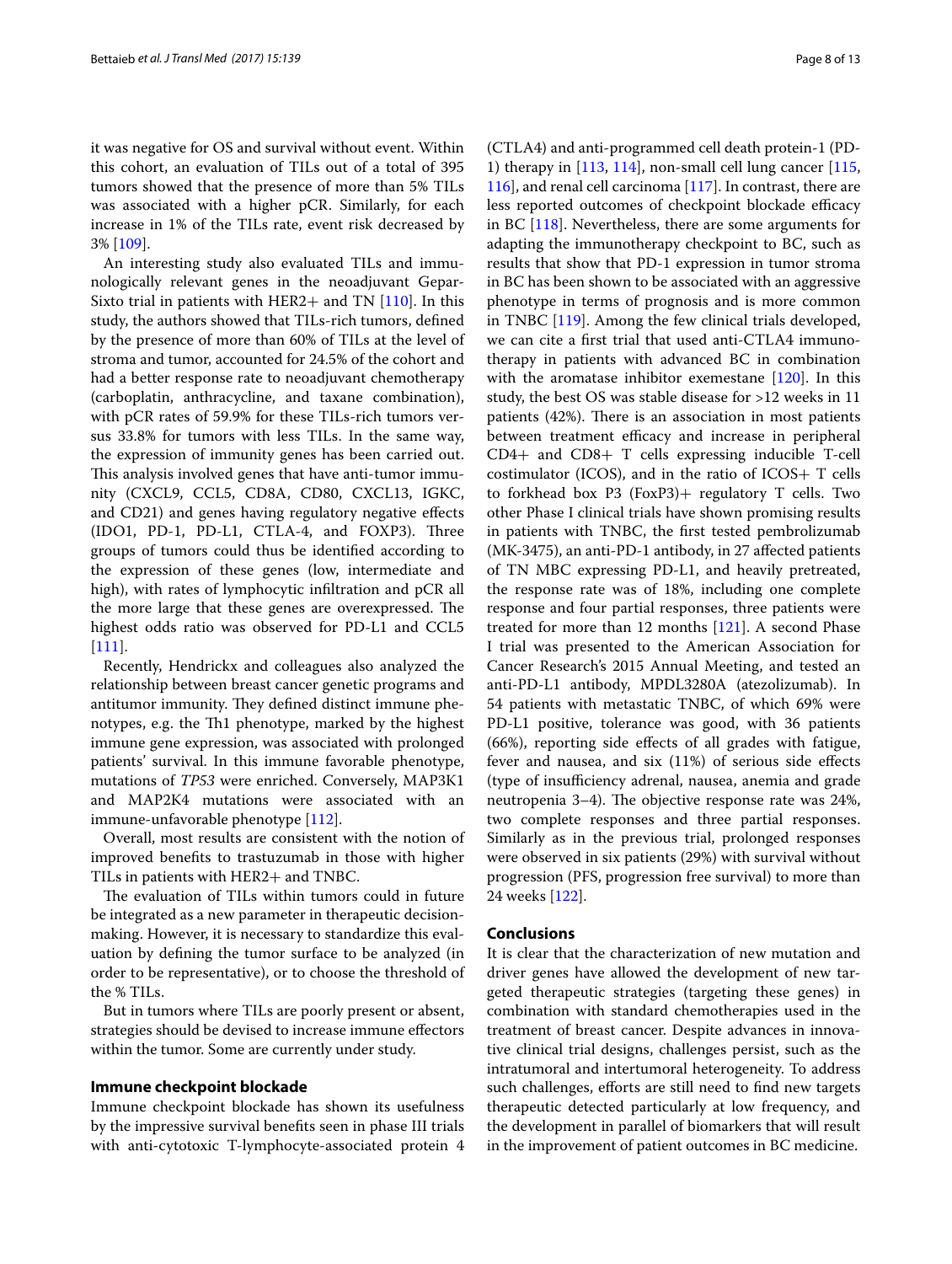it was negative for OS and survival without event. Within this cohort, an evaluation of TILs out of a total of 395 tumors showed that the presence of more than 5% TILs was associated with a higher pCR. Similarly, for each increase in 1% of the TILs rate, event risk decreased by 3% [109].

An interesting study also evaluated TILs and immunologically relevant genes in the neoadjuvant GeparSixto trial in patients with HER2+ and TN [110]. In this study, the authors showed that TILs-rich tumors, defined by the presence of more than 60% of TILs at the level of stroma and tumor, accounted for 24.5% of the cohort and had a better response rate to neoadjuvant chemotherapy (carboplatin, anthracycline, and taxane combination), with pCR rates of 59.9% for these TILs-rich tumors versus 33.8% for tumors with less TILs. In the same way, the expression of immunity genes has been carried out. This analysis involved genes that have anti-tumor immunity (CXCL9, CCL5, CD8A, CD80, CXCL13, IGKC, and CD21) and genes having regulatory negative effects (IDO1, PD-1, PD-L1, CTLA-4, and FOXP3). Three groups of tumors could thus be identified according to the expression of these genes (low, intermediate and high), with rates of lymphocytic infiltration and pCR all the more large that these genes are overexpressed. The highest odds ratio was observed for PD-L1 and CCL5 [111].

Recently, Hendrickx and colleagues also analyzed the relationship between breast cancer genetic programs and antitumor immunity. They defined distinct immune phenotypes, e.g. the Th1 phenotype, marked by the highest immune gene expression, was associated with prolonged patients' survival. In this immune favorable phenotype, mutations of *TP53* were enriched. Conversely, MAP3K1 and MAP2K4 mutations were associated with an immune-unfavorable phenotype [112].

Overall, most results are consistent with the notion of improved benefits to trastuzumab in those with higher TILs in patients with HER2+ and TNBC.

The evaluation of TILs within tumors could in future be integrated as a new parameter in therapeutic decision-making. However, it is necessary to standardize this evaluation by defining the tumor surface to be analyzed (in order to be representative), or to choose the threshold of the % TILs.

But in tumors where TILs are poorly present or absent, strategies should be devised to increase immune effectors within the tumor. Some are currently under study.

### Immune checkpoint blockade

Immune checkpoint blockade has shown its usefulness by the impressive survival benefits seen in phase III trials with anti-cytotoxic T-lymphocyte-associated protein 4 (CTLA4) and anti-programmed cell death protein-1 (PD-1) therapy in [113, 114], non-small cell lung cancer [115, 116], and renal cell carcinoma [117]. In contrast, there are less reported outcomes of checkpoint blockade efficacy in BC [118]. Nevertheless, there are some arguments for adapting the immunotherapy checkpoint to BC, such as results that show that PD-1 expression in tumor stroma in BC has been shown to be associated with an aggressive phenotype in terms of prognosis and is more common in TNBC [119]. Among the few clinical trials developed, we can cite a first trial that used anti-CTLA4 immunotherapy in patients with advanced BC in combination with the aromatase inhibitor exemestane [120]. In this study, the best OS was stable disease for >12 weeks in 11 patients (42%). There is an association in most patients between treatment efficacy and increase in peripheral CD4+ and CD8+ T cells expressing inducible T-cell costimulator (ICOS), and in the ratio of ICOS+ T cells to forkhead box P3 (FoxP3)+ regulatory T cells. Two other Phase I clinical trials have shown promising results in patients with TNBC, the first tested pembrolizumab (MK-3475), an anti-PD-1 antibody, in 27 affected patients of TN MBC expressing PD-L1, and heavily pretreated, the response rate was of 18%, including one complete response and four partial responses, three patients were treated for more than 12 months [121]. A second Phase I trial was presented to the American Association for Cancer Research's 2015 Annual Meeting, and tested an anti-PD-L1 antibody, MPDL3280A (atezolizumab). In 54 patients with metastatic TNBC, of which 69% were PD-L1 positive, tolerance was good, with 36 patients (66%), reporting side effects of all grades with fatigue, fever and nausea, and six (11%) of serious side effects (type of insufficiency adrenal, nausea, anemia and grade neutropenia 3–4). The objective response rate was 24%, two complete responses and three partial responses. Similarly as in the previous trial, prolonged responses were observed in six patients (29%) with survival without progression (PFS, progression free survival) to more than 24 weeks [122].

## Conclusions

It is clear that the characterization of new mutation and driver genes have allowed the development of new targeted therapeutic strategies (targeting these genes) in combination with standard chemotherapies used in the treatment of breast cancer. Despite advances in innovative clinical trial designs, challenges persist, such as the intratumoral and intertumoral heterogeneity. To address such challenges, efforts are still need to find new targets therapeutic detected particularly at low frequency, and the development in parallel of biomarkers that will result in the improvement of patient outcomes in BC medicine.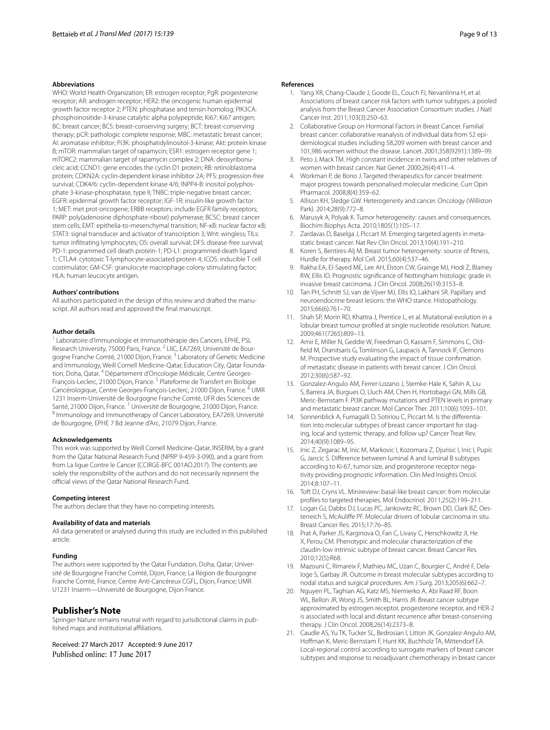### Abbreviations

WHO: World Health Organization; ER: estrogen receptor; PgR: progesterone receptor; AR: androgen receptor; HER2: the oncogenic human epidermal growth factor receptor 2; PTEN: phosphatase and tensin homolog; PIK3CA: phosphoinositide-3-kinase catalytic alpha polypeptide; Ki67: Ki67 antigen; BC: breast cancer; BCS: breast-conserving surgery; BCT: breast-conserving therapy; pCR: pathologic complete response; MBC: metastatic breast cancer; AI: aromatase inhibitor; PI3K: phosphatidylinositol-3-kinase; Akt: protein kinase B; mTOR: mammalian target of rapamycin; ESR1: estrogen receptor gene 1; mTORC2: mammalian target of rapamycin complex 2; DNA: deoxyribonucleic acid; CCND1: gene encodes the cyclin D1 protein; RB: retinoblastoma protein; CDKN2A: cyclin-dependent kinase inhibitor 2A; PFS: progression-free survival; CDK4/6: cyclin-dependent kinase 4/6; INPP4-B: inositol polyphosphate 3-kinase-phosphatase, type II; TNBC: triple-negative breast cancer; EGFR: epidermal growth factor receptor; IGF-1R: insulin-like growth factor 1; MET: met prot-oncogene; ERBB receptors: include EGFR family receptors; PARP: poly(adenosine diphosphate-ribose) polymerase; BCSC: breast cancer stem cells; EMT: epithelia-to-mesenchymal transition; NF-κB: nuclear factor κB; STAT3: signal transducer and activator of transcription 3; Wnt: wingless; TILs: tumor infiltrating lymphocytes; OS: overall survival; DFS: disease-free survival; PD-1: programmed cell death protein-1; PD-L1: programmed-death ligand 1; CTLA4: cytotoxic T-lymphocyte-associated protein 4; ICOS: inducible T cell costimulator; GM-CSF: granulocyte macrophage colony stimulating factor; HLA: human leucocyte antigen.

### Authors' contributions

All authors participated in the design of this review and drafted the manuscript. All authors read and approved the final manuscript.

### Author details

[1] Laboratoire d'Immunologie et Immunothérapie des Cancers, EPHE, PSL Research University, 75000 Paris, France. [2] LIIC, EA7269, Université de Bourgogne Franche Comté, 21000 Dijon, France. [3] Laboratory of Genetic Medicine and Immunology, Weill Cornell Medicine-Qatar, Education City, Qatar Foundation, Doha, Qatar. [4] Département d'Oncologie Médicale, Centre Georges-François-Leclerc, 21000 Dijon, France. [5] Plateforme de Transfert en Biologie Cancérologique, Centre Georges-François-Leclerc, 21000 Dijon, France. [6] UMR 1231 Inserm-Université de Bourgogne Franche Comté, UFR des Sciences de Santé, 21000 Dijon, France. [7] Université de Bourgogne, 21000 Dijon, France. [8] Immunology and Immunotherapy of Cancer Laboratory, EA7269, Université de Bourgogne, EPHE 7 Bd Jeanne d'Arc, 21079 Dijon, France.

### Acknowledgements

This work was supported by Weill Cornell Medicine-Qatar, INSERM, by a grant from the Qatar National Research Fund (NPRP 9-459-3-090), and a grant from from La ligue Contre le Cancer (CCIRGE-BFC 001AO.2017). The contents are solely the responsibility of the authors and do not necessarily represent the official views of the Qatar National Research Fund.

### Competing interest

The authors declare that they have no competing interests.

### Availability of data and materials

All data generated or analysed during this study are included in this published article.

### Funding

The authors were supported by the Qatar Fundation, Doha, Qatar; Université de Bourgogne Franche Comté, Dijon, France; La Région de Bourgogne Franche Comté, France; Centre Anti-Cancéreux CGFL, Dijon, France; UMR U1231 Inserm—Université de Bourgogne, Dijon France.

## Publisher's Note

Springer Nature remains neutral with regard to jurisdictional claims in published maps and institutional affiliations.

Received: 27 March 2017 Accepted: 9 June 2017
Published online: 17 June 2017

### References

1. Yang XR, Chang-Claude J, Goode EL, Couch FJ, Nevanlinna H, et al. Associations of breast cancer risk factors with tumor subtypes: a pooled analysis from the Breast Cancer Association Consortium studies. J Natl Cancer Inst. 2011;103(3):250–63.
2. Collaborative Group on Hormonal Factors in Breast Cancer. Familial breast cancer: collaborative reanalysis of individual data from 52 epidemiological studies including 58,209 women with breast cancer and 101,986 women without the disease. Lancet. 2001;358(9291):1389–99.
3. Peto J, Mack TM. High constant incidence in twins and other relatives of women with breast cancer. Nat Genet. 2000;26(4):411–4.
4. Workman P, de Bono J. Targeted therapeutics for cancer treatment: major progress towards personalised molecular medicine. Curr Opin Pharmacol. 2008;8(4):359–62.
5. Allison KH, Sledge GW. Heterogeneity and cancer. Oncology (Williston Park). 2014;28(9):772–8.
6. Marusyk A, Polyak K. Tumor heterogeneity: causes and consequences. Biochim Biophys Acta. 2010;1805(1):105–17.
7. Zardavas D, Baselga J, Piccart M. Emerging targeted agents in metastatic breast cancer. Nat Rev Clin Oncol. 2013;10(4):191–210.
8. Koren S, Bentires-Alj M. Breast tumor heterogeneity: source of fitness, Hurdle for therapy. Mol Cell. 2015;60(4):537–46.
9. Rakha EA, El-Sayed ME, Lee AH, Elston CW, Grainge MJ, Hodi Z, Blamey RW, Ellis IO. Prognostic significance of Nottingham histologic grade in invasive breast carcinoma. J Clin Oncol. 2008;26(19):3153–8.
10. Tan PH, Schnitt SJ, van de Vijver MJ, Ellis IO, Lakhani SR. Papillary and neuroendocrine breast lesions: the WHO stance. Histopathology. 2015;66(6):761–70.
11. Shah SP, Morin RD, Khattra J, Prentice L, et al. Mutational evolution in a lobular breast tumour profiled at single nucleotide resolution. Nature. 2009;461(7265):809–13.
12. Amir E, Miller N, Geddie W, Freedman O, Kassam F, Simmons C, Oldfield M, Dranitsaris G, Tomlinson G, Laupacis A, Tannock IF, Clemons M. Prospective study evaluating the impact of tissue confirmation of metastatic disease in patients with breast cancer. J Clin Oncol. 2012;30(6):587–92.
13. Gonzalez-Angulo AM, Ferrer-Lozano J, Stemke-Hale K, Sahin A, Liu S, Barrera JA, Burgues O, Lluch AM, Chen H, Hortobagyi GN, Mills GB, Meric-Bernstam F. PI3K pathway mutations and PTEN levels in primary and metastatic breast cancer. Mol Cancer Ther. 2011;10(6):1093–101.
14. Sonnenblick A, Fumagalli D, Sotiriou C, Piccart M. Is the differentiation into molecular subtypes of breast cancer important for staging, local and systemic therapy, and follow up? Cancer Treat Rev. 2014;40(9):1089–95.
15. Inic Z, Zegarac M, Inic M, Markovic I, Kozomara Z, Djurisic I, Inic I, Pupic G, Jancic S. Difference between luminal A and luminal B subtypes according to Ki-67, tumor size, and progesterone receptor negativity providing prognostic information. Clin Med Insights Oncol. 2014;8:107–11.
16. Toft DJ, Cryns VL. Minireview: basal-like breast cancer: from molecular profiles to targeted therapies. Mol Endocrinol. 2011;25(2):199–211.
17. Logan GJ, Dabbs DJ, Lucas PC, Jankowitz RC, Brown DD, Clark BZ, Oesterreich S, McAuliffe PF. Molecular drivers of lobular carcinoma in situ. Breast Cancer Res. 2015;17:76–85.
18. Prat A, Parker JS, Karginova O, Fan C, Livasy C, Herschkowitz JI, He X, Perou CM. Phenotypic and molecular characterization of the claudin-low intrinsic subtype of breast cancer. Breast Cancer Res. 2010;12(5):R68.
19. Mazouni C, Rimareix F, Mathieu MC, Uzan C, Bourgier C, André F, Delaloge S, Garbay JR. Outcome in breast molecular subtypes according to nodal status and surgical procedures. Am J Surg. 2013;205(6):662–7.
20. Nguyen PL, Taghian AG, Katz MS, Niemierko A, Abi Raad RF, Boon WL, Bellon JR, Wong JS, Smith BL, Harris JR. Breast cancer subtype approximated by estrogen receptor, progesterone receptor, and HER-2 is associated with local and distant recurrence after breast-conserving therapy. J Clin Oncol. 2008;26(14):2373–8.
21. Caudle AS, Yu TK, Tucker SL, Bedrosian I, Litton JK, Gonzalez-Angulo AM, Hoffman K, Meric-Bernstam F, Hunt KK, Buchholz TA, Mittendorf EA. Local-regional control according to surrogate markers of breast cancer subtypes and response to neoadjuvant chemotherapy in breast cancer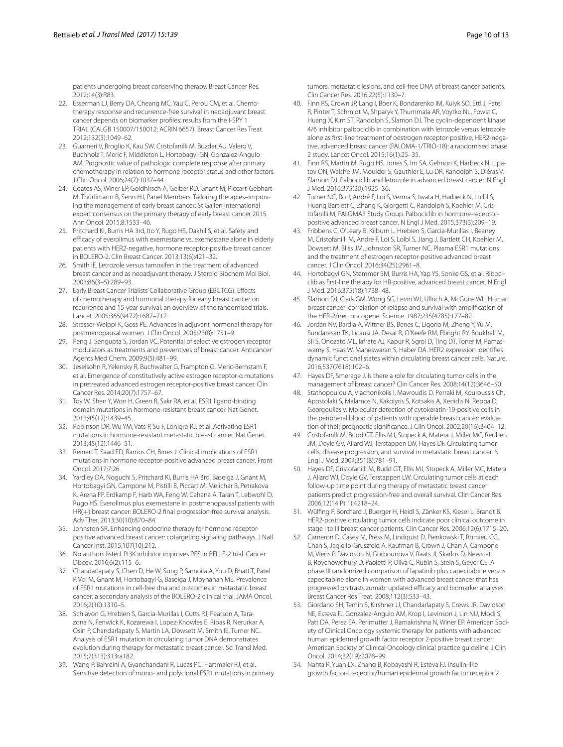patients undergoing breast conserving therapy. Breast Cancer Res. 2012;14(3):R83.

22. Esserman LJ, Berry DA, Cheang MC, Yau C, Perou CM, et al. Chemotherapy response and recurrence-free survival in neoadjuvant breast cancer depends on biomarker profiles: results from the I-SPY 1 TRIAL (CALGB 150007/150012; ACRIN 6657). Breast Cancer Res Treat. 2012;132(3):1049–62.
23. Guarneri V, Broglio K, Kau SW, Cristofanilli M, Buzdar AU, Valero V, Buchholz T, Meric F, Middleton L, Hortobagyi GN, Gonzalez-Angulo AM. Prognostic value of pathologic complete response after primary chemotherapy in relation to hormone receptor status and other factors. J Clin Oncol. 2006;24(7):1037–44.
24. Coates AS, Winer EP, Goldhirsch A, Gelber RD, Gnant M, Piccart-Gebhart M, Thürlimann B, Senn HJ, Panel Members. Tailoring therapies–improving the management of early breast cancer: St Gallen international expert consensus on the primary therapy of early breast cancer 2015. Ann Oncol. 2015;8:1533–46.
25. Pritchard KI, Burris HA 3rd, Ito Y, Rugo HS, Dakhil S, et al. Safety and efficacy of everolimus with exemestane vs. exemestane alone in elderly patients with HER2-negative, hormone receptor-positive breast cancer in BOLERO-2. Clin Breast Cancer. 2013;13(6):421–32.
26. Smith IE. Letrozole versus tamoxifen in the treatment of advanced breast cancer and as neoadjuvant therapy. J Steroid Biochem Mol Biol. 2003;86(3–5):289–93.
27. Early Breast Cancer Trialists' Collaborative Group (EBCTCG). Effects of chemotherapy and hormonal therapy for early breast cancer on recurrence and 15-year survival: an overview of the randomised trials. Lancet. 2005;365(9472):1687–717.
28. Strasser-Weippl K, Goss PE. Advances in adjuvant hormonal therapy for postmenopausal women. J Clin Oncol. 2005;23(8):1751–9.
29. Peng J, Sengupta S, Jordan VC. Potential of selective estrogen receptor modulators as treatments and preventives of breast cancer. Anticancer Agents Med Chem. 2009;9(5):481–99.
30. Jeselsohn R, Yelensky R, Buchwalter G, Frampton G, Meric-Bernstam F, et al. Emergence of constitutively active estrogen receptor-α mutations in pretreated advanced estrogen receptor-positive breast cancer. Clin Cancer Res. 2014;20(7):1757–67.
31. Toy W, Shen Y, Won H, Green B, Sakr RA, et al. ESR1 ligand-binding domain mutations in hormone-resistant breast cancer. Nat Genet. 2013;45(12):1439–45.
32. Robinson DR, Wu YM, Vats P, Su F, Lonigro RJ, et al. Activating ESR1 mutations in hormone-resistant metastatic breast cancer. Nat Genet. 2013;45(12):1446–51.
33. Reinert T, Saad ED, Barrios CH, Bines J. Clinical implications of ESR1 mutations in hormone receptor-positive advanced breast cancer. Front Oncol. 2017;7:26.
34. Yardley DA, Noguchi S, Pritchard KI, Burris HA 3rd, Baselga J, Gnant M, Hortobagyi GN, Campone M, Pistilli B, Piccart M, Melichar B, Petrakova K, Arena FP, Erdkamp F, Harb WA, Feng W, Cahana A, Taran T, Lebwohl D, Rugo HS. Everolimus plus exemestane in postmenopausal patients with HR(+) breast cancer: BOLERO-2 final progression-free survival analysis. Adv Ther. 2013;30(10):870–84.
35. Johnston SR. Enhancing endocrine therapy for hormone receptor-positive advanced breast cancer: cotargeting signaling pathways. J Natl Cancer Inst. 2015;107(10):212.
36. No authors listed. PI3K inhibitor improves PFS in BELLE-2 trial. Cancer Discov. 2016;6(2):115–6.
37. Chandarlapaty S, Chen D, He W, Sung P, Samoila A, You D, Bhatt T, Patel P, Voi M, Gnant M, Hortobagyi G, Baselga J, Moynahan ME. Prevalence of ESR1 mutations in cell-free dna and outcomes in metastatic breast cancer: a secondary analysis of the BOLERO-2 clinical trial. JAMA Oncol. 2016;2(10):1310–5.
38. Schiavon G, Hrebien S, Garcia-Murillas I, Cutts RJ, Pearson A, Tarazona N, Fenwick K, Kozarewa I, Lopez-Knowles E, Ribas R, Nerurkar A, Osin P, Chandarlapaty S, Martin LA, Dowsett M, Smith IE, Turner NC. Analysis of ESR1 mutation in circulating tumor DNA demonstrates evolution during therapy for metastatic breast cancer. Sci Transl Med. 2015;7(313):313ra182.
39. Wang P, Bahreini A, Gyanchandani R, Lucas PC, Hartmaier RJ, et al. Sensitive detection of mono- and polyclonal ESR1 mutations in primary tumors, metastatic lesions, and cell-free DNA of breast cancer patients. Clin Cancer Res. 2016;22(5):1130–7.
40. Finn RS, Crown JP, Lang I, Boer K, Bondarenko IM, Kulyk SO, Ettl J, Patel R, Pinter T, Schmidt M, Shparyk Y, Thummala AR, Voytko NL, Fowst C, Huang X, Kim ST, Randolph S, Slamon DJ. The cyclin-dependent kinase 4/6 inhibitor palbociclib in combination with letrozole versus letrozole alone as first-line treatment of oestrogen receptor-positive, HER2-negative, advanced breast cancer (PALOMA-1/TRIO-18): a randomised phase 2 study. Lancet Oncol. 2015;16(1):25–35.
41. Finn RS, Martin M, Rugo HS, Jones S, Im SA, Gelmon K, Harbeck N, Lipatov ON, Walshe JM, Moulder S, Gauthier E, Lu DR, Randolph S, Diéras V, Slamon DJ. Palbociclib and letrozole in advanced breast cancer. N Engl J Med. 2016;375(20):1925–36.
42. Turner NC, Ro J, André F, Loi S, Verma S, Iwata H, Harbeck N, Loibl S, Huang Bartlett C, Zhang K, Giorgetti C, Randolph S, Koehler M, Cristofanilli M, PALOMA3 Study Group. Palbociclib in hormone-receptor-positive advanced breast cancer. N Engl J Med. 2015;373(3):209–19.
43. Fribbens C, O'Leary B, Kilburn L, Hrebien S, Garcia-Murillas I, Beaney M, Cristofanilli M, Andre F, Loi S, Loibl S, Jiang J, Bartlett CH, Koehler M, Dowsett M, Bliss JM, Johnston SR, Turner NC. Plasma ESR1 mutations and the treatment of estrogen receptor-positive advanced breast cancer. J Clin Oncol. 2016;34(25):2961–8.
44. Hortobagyi GN, Stemmer SM, Burris HA, Yap YS, Sonke GS, et al. Ribociclib as first-line therapy for HR-positive, advanced breast cancer. N Engl J Med. 2016;375(18):1738–48.
45. Slamon DJ, Clark GM, Wong SG, Levin WJ, Ullrich A, McGuire WL. Human breast cancer: correlation of relapse and survival with amplification of the HER-2/neu oncogene. Science. 1987;235(4785):177–82.
46. Jordan NV, Bardia A, Wittner BS, Benes C, Ligorio M, Zheng Y, Yu M, Sundaresan TK, Licausi JA, Desai R, O'Keefe RM, Ebright RY, Boukhali M, Sil S, Onozato ML, Iafrate AJ, Kapur R, Sgroi D, Ting DT, Toner M, Ramaswamy S, Haas W, Maheswaran S, Haber DA. HER2 expression identifies dynamic functional states within circulating breast cancer cells. Nature. 2016;537(7618):102–6.
47. Hayes DF, Smerage J. Is there a role for circulating tumor cells in the management of breast cancer? Clin Cancer Res. 2008;14(12):3646–50.
48. Stathopoulou A, Vlachonikolis I, Mavroudis D, Perraki M, Kouroussis Ch, Apostolaki S, Malamos N, Kakolyris S, Kotsakis A, Xenidis N, Reppa D, Georgoulias V. Molecular detection of cytokeratin-19-positive cells in the peripheral blood of patients with operable breast cancer: evaluation of their prognostic significance. J Clin Oncol. 2002;20(16):3404–12.
49. Cristofanilli M, Budd GT, Ellis MJ, Stopeck A, Matera J, Miller MC, Reuben JM, Doyle GV, Allard WJ, Terstappen LW, Hayes DF. Circulating tumor cells, disease progression, and survival in metastatic breast cancer. N Engl J Med. 2004;351(8):781–91.
50. Hayes DF, Cristofanilli M, Budd GT, Ellis MJ, Stopeck A, Miller MC, Matera J, Allard WJ, Doyle GV, Terstappen LW. Circulating tumor cells at each follow-up time point during therapy of metastatic breast cancer patients predict progression-free and overall survival. Clin Cancer Res. 2006;12(14 Pt 1):4218–24.
51. Wülfing P, Borchard J, Buerger H, Heidl S, Zänker KS, Kiesel L, Brandt B. HER2-positive circulating tumor cells indicate poor clinical outcome in stage I to III breast cancer patients. Clin Cancer Res. 2006;12(6):1715–20.
52. Cameron D, Casey M, Press M, Lindquist D, Pienkowski T, Romieu CG, Chan S, Jagiello-Gruszfeld A, Kaufman B, Crown J, Chan A, Campone M, Viens P, Davidson N, Gorbounova V, Raats JI, Skarlos D, Newstat B, Roychowdhury D, Paoletti P, Oliva C, Rubin S, Stein S, Geyer CE. A phase III randomized comparison of lapatinib plus capecitabine versus capecitabine alone in women with advanced breast cancer that has progressed on trastuzumab: updated efficacy and biomarker analyses. Breast Cancer Res Treat. 2008;112(3):533–43.
53. Giordano SH, Temin S, Kirshner JJ, Chandarlapaty S, Crews JR, Davidson NE, Esteva FJ, Gonzalez-Angulo AM, Krop I, Levinson J, Lin NU, Modi S, Patt DA, Perez EA, Perlmutter J, Ramakrishna N, Winer EP. American Society of Clinical Oncology systemic therapy for patients with advanced human epidermal growth factor receptor 2-positive breast cancer: American Society of Clinical Oncology clinical practice guideline. J Clin Oncol. 2014;32(19):2078–99.
54. Nahta R, Yuan LX, Zhang B, Kobayashi R, Esteva FJ. Insulin-like growth factor-I receptor/human epidermal growth factor receptor 2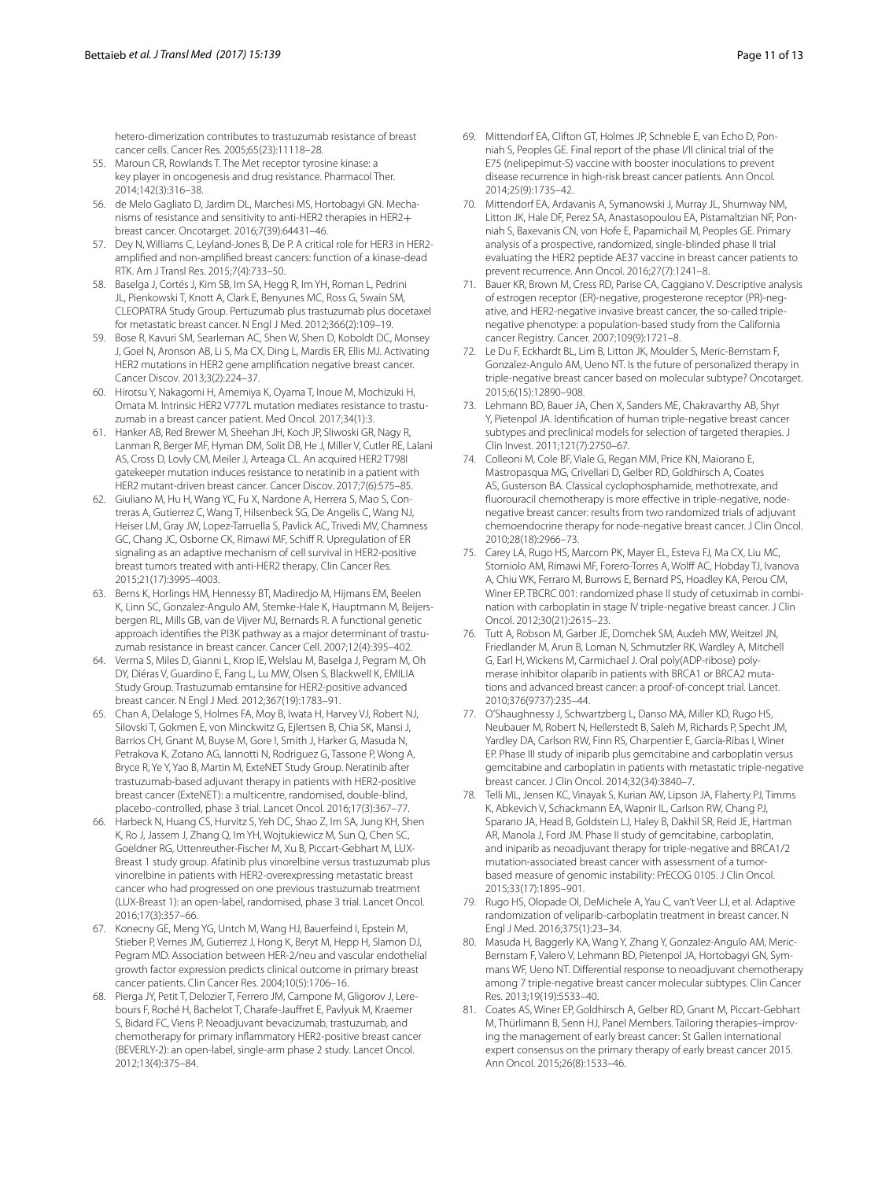hetero-dimerization contributes to trastuzumab resistance of breast cancer cells. Cancer Res. 2005;65(23):11118–28.

55. Maroun CR, Rowlands T. The Met receptor tyrosine kinase: a key player in oncogenesis and drug resistance. Pharmacol Ther. 2014;142(3):316–38.
56. de Melo Gagliato D, Jardim DL, Marchesi MS, Hortobagyi GN. Mechanisms of resistance and sensitivity to anti-HER2 therapies in HER2+ breast cancer. Oncotarget. 2016;7(39):64431–46.
57. Dey N, Williams C, Leyland-Jones B, De P. A critical role for HER3 in HER2-amplified and non-amplified breast cancers: function of a kinase-dead RTK. Am J Transl Res. 2015;7(4):733–50.
58. Baselga J, Cortés J, Kim SB, Im SA, Hegg R, Im YH, Roman L, Pedrini JL, Pienkowski T, Knott A, Clark E, Benyunes MC, Ross G, Swain SM, CLEOPATRA Study Group. Pertuzumab plus trastuzumab plus docetaxel for metastatic breast cancer. N Engl J Med. 2012;366(2):109–19.
59. Bose R, Kavuri SM, Searleman AC, Shen W, Shen D, Koboldt DC, Monsey J, Goel N, Aronson AB, Li S, Ma CX, Ding L, Mardis ER, Ellis MJ. Activating HER2 mutations in HER2 gene amplification negative breast cancer. Cancer Discov. 2013;3(2):224–37.
60. Hirotsu Y, Nakagomi H, Amemiya K, Oyama T, Inoue M, Mochizuki H, Omata M. Intrinsic HER2 V777L mutation mediates resistance to trastuzumab in a breast cancer patient. Med Oncol. 2017;34(1):3.
61. Hanker AB, Red Brewer M, Sheehan JH, Koch JP, Sliwoski GR, Nagy R, Lanman R, Berger MF, Hyman DM, Solit DB, He J, Miller V, Cutler RE, Lalani AS, Cross D, Lovly CM, Meiler J, Arteaga CL. An acquired HER2 T798I gatekeeper mutation induces resistance to neratinib in a patient with HER2 mutant-driven breast cancer. Cancer Discov. 2017;7(6):575–85.
62. Giuliano M, Hu H, Wang YC, Fu X, Nardone A, Herrera S, Mao S, Contreras A, Gutierrez C, Wang T, Hilsenbeck SG, De Angelis C, Wang NJ, Heiser LM, Gray JW, Lopez-Tarruella S, Pavlick AC, Trivedi MV, Chamness GC, Chang JC, Osborne CK, Rimawi MF, Schiff R. Upregulation of ER signaling as an adaptive mechanism of cell survival in HER2-positive breast tumors treated with anti-HER2 therapy. Clin Cancer Res. 2015;21(17):3995–4003.
63. Berns K, Horlings HM, Hennessy BT, Madiredjo M, Hijmans EM, Beelen K, Linn SC, Gonzalez-Angulo AM, Stemke-Hale K, Hauptmann M, Beijersbergen RL, Mills GB, van de Vijver MJ, Bernards R. A functional genetic approach identifies the PI3K pathway as a major determinant of trastuzumab resistance in breast cancer. Cancer Cell. 2007;12(4):395–402.
64. Verma S, Miles D, Gianni L, Krop IE, Welslau M, Baselga J, Pegram M, Oh DY, Diéras V, Guardino E, Fang L, Lu MW, Olsen S, Blackwell K, EMILIA Study Group. Trastuzumab emtansine for HER2-positive advanced breast cancer. N Engl J Med. 2012;367(19):1783–91.
65. Chan A, Delaloge S, Holmes FA, Moy B, Iwata H, Harvey VJ, Robert NJ, Silovski T, Gokmen E, von Minckwitz G, Ejlertsen B, Chia SK, Mansi J, Barrios CH, Gnant M, Buyse M, Gore I, Smith J, Harker G, Masuda N, Petrakova K, Zotano AG, Iannotti N, Rodriguez G, Tassone P, Wong A, Bryce R, Ye Y, Yao B, Martin M, ExteNET Study Group. Neratinib after trastuzumab-based adjuvant therapy in patients with HER2-positive breast cancer (ExteNET): a multicentre, randomised, double-blind, placebo-controlled, phase 3 trial. Lancet Oncol. 2016;17(3):367–77.
66. Harbeck N, Huang CS, Hurvitz S, Yeh DC, Shao Z, Im SA, Jung KH, Shen K, Ro J, Jassem J, Zhang Q, Im YH, Wojtukiewicz M, Sun Q, Chen SC, Goeldner RG, Uttenreuther-Fischer M, Xu B, Piccart-Gebhart M, LUX-Breast 1 study group. Afatinib plus vinorelbine versus trastuzumab plus vinorelbine in patients with HER2-overexpressing metastatic breast cancer who had progressed on one previous trastuzumab treatment (LUX-Breast 1): an open-label, randomised, phase 3 trial. Lancet Oncol. 2016;17(3):357–66.
67. Konecny GE, Meng YG, Untch M, Wang HJ, Bauerfeind I, Epstein M, Stieber P, Vernes JM, Gutierrez J, Hong K, Beryt M, Hepp H, Slamon DJ, Pegram MD. Association between HER-2/neu and vascular endothelial growth factor expression predicts clinical outcome in primary breast cancer patients. Clin Cancer Res. 2004;10(5):1706–16.
68. Pierga JY, Petit T, Delozier T, Ferrero JM, Campone M, Gligorov J, Lerebours F, Roché H, Bachelot T, Charafe-Jauffret E, Pavlyuk M, Kraemer S, Bidard FC, Viens P. Neoadjuvant bevacizumab, trastuzumab, and chemotherapy for primary inflammatory HER2-positive breast cancer (BEVERLY-2): an open-label, single-arm phase 2 study. Lancet Oncol. 2012;13(4):375–84.
69. Mittendorf EA, Clifton GT, Holmes JP, Schneble E, van Echo D, Ponniah S, Peoples GE. Final report of the phase I/II clinical trial of the E75 (nelipepimut-S) vaccine with booster inoculations to prevent disease recurrence in high-risk breast cancer patients. Ann Oncol. 2014;25(9):1735–42.
70. Mittendorf EA, Ardavanis A, Symanowski J, Murray JL, Shumway NM, Litton JK, Hale DF, Perez SA, Anastasopoulou EA, Pistamaltzian NF, Ponniah S, Baxevanis CN, von Hofe E, Papamichail M, Peoples GE. Primary analysis of a prospective, randomized, single-blinded phase II trial evaluating the HER2 peptide AE37 vaccine in breast cancer patients to prevent recurrence. Ann Oncol. 2016;27(7):1241–8.
71. Bauer KR, Brown M, Cress RD, Parise CA, Caggiano V. Descriptive analysis of estrogen receptor (ER)-negative, progesterone receptor (PR)-negative, and HER2-negative invasive breast cancer, the so-called triple-negative phenotype: a population-based study from the California cancer Registry. Cancer. 2007;109(9):1721–8.
72. Le Du F, Eckhardt BL, Lim B, Litton JK, Moulder S, Meric-Bernstam F, Gonzalez-Angulo AM, Ueno NT. Is the future of personalized therapy in triple-negative breast cancer based on molecular subtype? Oncotarget. 2015;6(15):12890–908.
73. Lehmann BD, Bauer JA, Chen X, Sanders ME, Chakravarthy AB, Shyr Y, Pietenpol JA. Identification of human triple-negative breast cancer subtypes and preclinical models for selection of targeted therapies. J Clin Invest. 2011;121(7):2750–67.
74. Colleoni M, Cole BF, Viale G, Regan MM, Price KN, Maiorano E, Mastropasqua MG, Crivellari D, Gelber RD, Goldhirsch A, Coates AS, Gusterson BA. Classical cyclophosphamide, methotrexate, and fluorouracil chemotherapy is more effective in triple-negative, node-negative breast cancer: results from two randomized trials of adjuvant chemoendocrine therapy for node-negative breast cancer. J Clin Oncol. 2010;28(18):2966–73.
75. Carey LA, Rugo HS, Marcom PK, Mayer EL, Esteva FJ, Ma CX, Liu MC, Storniolo AM, Rimawi MF, Forero-Torres A, Wolff AC, Hobday TJ, Ivanova A, Chiu WK, Ferraro M, Burrows E, Bernard PS, Hoadley KA, Perou CM, Winer EP. TBCRC 001: randomized phase II study of cetuximab in combination with carboplatin in stage IV triple-negative breast cancer. J Clin Oncol. 2012;30(21):2615–23.
76. Tutt A, Robson M, Garber JE, Domchek SM, Audeh MW, Weitzel JN, Friedlander M, Arun B, Loman N, Schmutzler RK, Wardley A, Mitchell G, Earl H, Wickens M, Carmichael J. Oral poly(ADP-ribose) polymerase inhibitor olaparib in patients with BRCA1 or BRCA2 mutations and advanced breast cancer: a proof-of-concept trial. Lancet. 2010;376(9737):235–44.
77. O'Shaughnessy J, Schwartzberg L, Danso MA, Miller KD, Rugo HS, Neubauer M, Robert N, Hellerstedt B, Saleh M, Richards P, Specht JM, Yardley DA, Carlson RW, Finn RS, Charpentier E, Garcia-Ribas I, Winer EP. Phase III study of iniparib plus gemcitabine and carboplatin versus gemcitabine and carboplatin in patients with metastatic triple-negative breast cancer. J Clin Oncol. 2014;32(34):3840–7.
78. Telli ML, Jensen KC, Vinayak S, Kurian AW, Lipson JA, Flaherty PJ, Timms K, Abkevich V, Schackmann EA, Wapnir IL, Carlson RW, Chang PJ, Sparano JA, Head B, Goldstein LJ, Haley B, Dakhil SR, Reid JE, Hartman AR, Manola J, Ford JM. Phase II study of gemcitabine, carboplatin, and iniparib as neoadjuvant therapy for triple-negative and BRCA1/2 mutation-associated breast cancer with assessment of a tumor-based measure of genomic instability: PrECOG 0105. J Clin Oncol. 2015;33(17):1895–901.
79. Rugo HS, Olopade OI, DeMichele A, Yau C, van't Veer LJ, et al. Adaptive randomization of veliparib-carboplatin treatment in breast cancer. N Engl J Med. 2016;375(1):23–34.
80. Masuda H, Baggerly KA, Wang Y, Zhang Y, Gonzalez-Angulo AM, Meric-Bernstam F, Valero V, Lehmann BD, Pietenpol JA, Hortobagyi GN, Symmans WF, Ueno NT. Differential response to neoadjuvant chemotherapy among 7 triple-negative breast cancer molecular subtypes. Clin Cancer Res. 2013;19(19):5533–40.
81. Coates AS, Winer EP, Goldhirsch A, Gelber RD, Gnant M, Piccart-Gebhart M, Thürlimann B, Senn HJ, Panel Members. Tailoring therapies–improving the management of early breast cancer: St Gallen international expert consensus on the primary therapy of early breast cancer 2015. Ann Oncol. 2015;26(8):1533–46.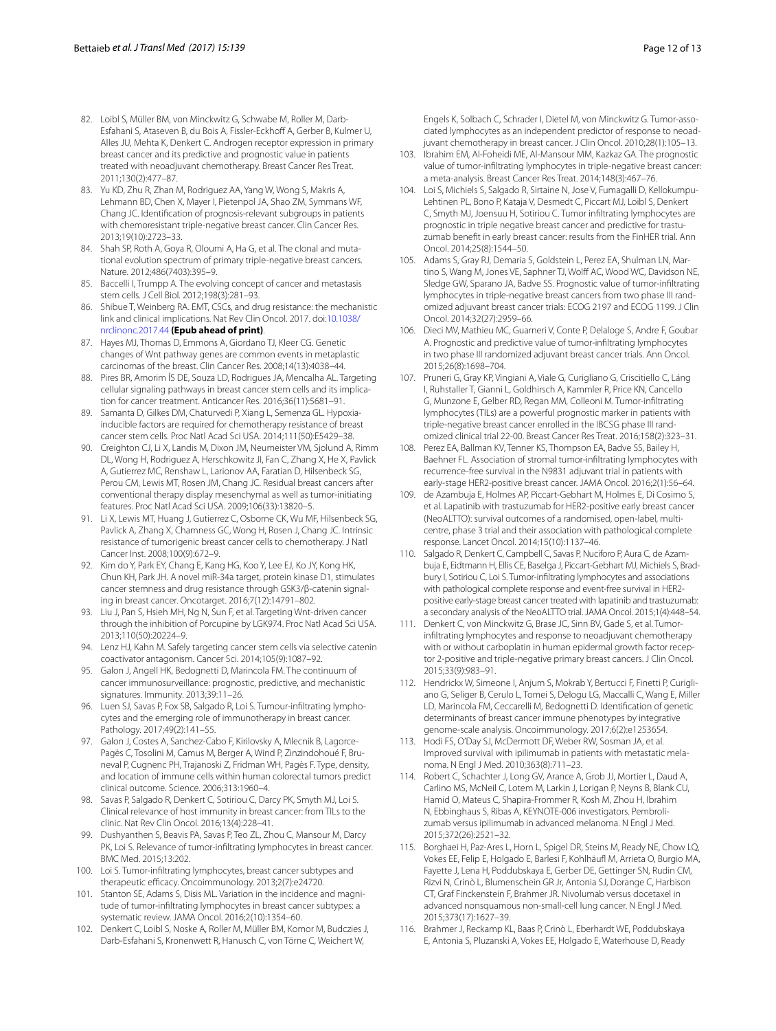82. Loibl S, Müller BM, von Minckwitz G, Schwabe M, Roller M, Darb-Esfahani S, Ataseven B, du Bois A, Fissler-Eckhoff A, Gerber B, Kulmer U, Alles JU, Mehta K, Denkert C. Androgen receptor expression in primary breast cancer and its predictive and prognostic value in patients treated with neoadjuvant chemotherapy. Breast Cancer Res Treat. 2011;130(2):477–87.
83. Yu KD, Zhu R, Zhan M, Rodriguez AA, Yang W, Wong S, Makris A, Lehmann BD, Chen X, Mayer I, Pietenpol JA, Shao ZM, Symmans WF, Chang JC. Identification of prognosis-relevant subgroups in patients with chemoresistant triple-negative breast cancer. Clin Cancer Res. 2013;19(10):2723–33.
84. Shah SP, Roth A, Goya R, Oloumi A, Ha G, et al. The clonal and mutational evolution spectrum of primary triple-negative breast cancers. Nature. 2012;486(7403):395–9.
85. Baccelli I, Trumpp A. The evolving concept of cancer and metastasis stem cells. J Cell Biol. 2012;198(3):281–93.
86. Shibue T, Weinberg RA. EMT, CSCs, and drug resistance: the mechanistic link and clinical implications. Nat Rev Clin Oncol. 2017. doi:10.1038/nrclinonc.2017.44 **(Epub ahead of print)**.
87. Hayes MJ, Thomas D, Emmons A, Giordano TJ, Kleer CG. Genetic changes of Wnt pathway genes are common events in metaplastic carcinomas of the breast. Clin Cancer Res. 2008;14(13):4038–44.
88. Pires BR, Amorim ÍS DE, Souza LD, Rodrigues JA, Mencalha AL. Targeting cellular signaling pathways in breast cancer stem cells and its implication for cancer treatment. Anticancer Res. 2016;36(11):5681–91.
89. Samanta D, Gilkes DM, Chaturvedi P, Xiang L, Semenza GL. Hypoxia-inducible factors are required for chemotherapy resistance of breast cancer stem cells. Proc Natl Acad Sci USA. 2014;111(50):E5429–38.
90. Creighton CJ, Li X, Landis M, Dixon JM, Neumeister VM, Sjolund A, Rimm DL, Wong H, Rodriguez A, Herschkowitz JI, Fan C, Zhang X, He X, Pavlick A, Gutierrez MC, Renshaw L, Larionov AA, Faratian D, Hilsenbeck SG, Perou CM, Lewis MT, Rosen JM, Chang JC. Residual breast cancers after conventional therapy display mesenchymal as well as tumor-initiating features. Proc Natl Acad Sci USA. 2009;106(33):13820–5.
91. Li X, Lewis MT, Huang J, Gutierrez C, Osborne CK, Wu MF, Hilsenbeck SG, Pavlick A, Zhang X, Chamness GC, Wong H, Rosen J, Chang JC. Intrinsic resistance of tumorigenic breast cancer cells to chemotherapy. J Natl Cancer Inst. 2008;100(9):672–9.
92. Kim do Y, Park EY, Chang E, Kang HG, Koo Y, Lee EJ, Ko JY, Kong HK, Chun KH, Park JH. A novel miR-34a target, protein kinase D1, stimulates cancer stemness and drug resistance through GSK3/β-catenin signaling in breast cancer. Oncotarget. 2016;7(12):14791–802.
93. Liu J, Pan S, Hsieh MH, Ng N, Sun F, et al. Targeting Wnt-driven cancer through the inhibition of Porcupine by LGK974. Proc Natl Acad Sci USA. 2013;110(50):20224–9.
94. Lenz HJ, Kahn M. Safely targeting cancer stem cells via selective catenin coactivator antagonism. Cancer Sci. 2014;105(9):1087–92.
95. Galon J, Angell HK, Bedognetti D, Marincola FM. The continuum of cancer immunosurveillance: prognostic, predictive, and mechanistic signatures. Immunity. 2013;39:11–26.
96. Luen SJ, Savas P, Fox SB, Salgado R, Loi S. Tumour-infiltrating lymphocytes and the emerging role of immunotherapy in breast cancer. Pathology. 2017;49(2):141–55.
97. Galon J, Costes A, Sanchez-Cabo F, Kirilovsky A, Mlecnik B, Lagorce-Pagès C, Tosolini M, Camus M, Berger A, Wind P, Zinzindohoué F, Bruneval P, Cugnenc PH, Trajanoski Z, Fridman WH, Pagès F. Type, density, and location of immune cells within human colorectal tumors predict clinical outcome. Science. 2006;313:1960–4.
98. Savas P, Salgado R, Denkert C, Sotiriou C, Darcy PK, Smyth MJ, Loi S. Clinical relevance of host immunity in breast cancer: from TILs to the clinic. Nat Rev Clin Oncol. 2016;13(4):228–41.
99. Dushyanthen S, Beavis PA, Savas P, Teo ZL, Zhou C, Mansour M, Darcy PK, Loi S. Relevance of tumor-infiltrating lymphocytes in breast cancer. BMC Med. 2015;13:202.
100. Loi S. Tumor-infiltrating lymphocytes, breast cancer subtypes and therapeutic efficacy. Oncoimmunology. 2013;2(7):e24720.
101. Stanton SE, Adams S, Disis ML. Variation in the incidence and magnitude of tumor-infiltrating lymphocytes in breast cancer subtypes: a systematic review. JAMA Oncol. 2016;2(10):1354–60.
102. Denkert C, Loibl S, Noske A, Roller M, Müller BM, Komor M, Budczies J, Darb-Esfahani S, Kronenwett R, Hanusch C, von Törne C, Weichert W, Engels K, Solbach C, Schrader I, Dietel M, von Minckwitz G. Tumor-associated lymphocytes as an independent predictor of response to neoadjuvant chemotherapy in breast cancer. J Clin Oncol. 2010;28(1):105–13.
103. Ibrahim EM, Al-Foheidi ME, Al-Mansour MM, Kazkaz GA. The prognostic value of tumor-infiltrating lymphocytes in triple-negative breast cancer: a meta-analysis. Breast Cancer Res Treat. 2014;148(3):467–76.
104. Loi S, Michiels S, Salgado R, Sirtaine N, Jose V, Fumagalli D, Kellokumpu-Lehtinen PL, Bono P, Kataja V, Desmedt C, Piccart MJ, Loibl S, Denkert C, Smyth MJ, Joensuu H, Sotiriou C. Tumor infiltrating lymphocytes are prognostic in triple negative breast cancer and predictive for trastuzumab benefit in early breast cancer: results from the FinHER trial. Ann Oncol. 2014;25(8):1544–50.
105. Adams S, Gray RJ, Demaria S, Goldstein L, Perez EA, Shulman LN, Martino S, Wang M, Jones VE, Saphner TJ, Wolff AC, Wood WC, Davidson NE, Sledge GW, Sparano JA, Badve SS. Prognostic value of tumor-infiltrating lymphocytes in triple-negative breast cancers from two phase III randomized adjuvant breast cancer trials: ECOG 2197 and ECOG 1199. J Clin Oncol. 2014;32(27):2959–66.
106. Dieci MV, Mathieu MC, Guarneri V, Conte P, Delaloge S, Andre F, Goubar A. Prognostic and predictive value of tumor-infiltrating lymphocytes in two phase III randomized adjuvant breast cancer trials. Ann Oncol. 2015;26(8):1698–704.
107. Pruneri G, Gray KP, Vingiani A, Viale G, Curigliano G, Criscitiello C, Láng I, Ruhstaller T, Gianni L, Goldhirsch A, Kammler R, Price KN, Cancello G, Munzone E, Gelber RD, Regan MM, Colleoni M. Tumor-infiltrating lymphocytes (TILs) are a powerful prognostic marker in patients with triple-negative breast cancer enrolled in the IBCSG phase III randomized clinical trial 22-00. Breast Cancer Res Treat. 2016;158(2):323–31.
108. Perez EA, Ballman KV, Tenner KS, Thompson EA, Badve SS, Bailey H, Baehner FL. Association of stromal tumor-infiltrating lymphocytes with recurrence-free survival in the N9831 adjuvant trial in patients with early-stage HER2-positive breast cancer. JAMA Oncol. 2016;2(1):56–64.
109. de Azambuja E, Holmes AP, Piccart-Gebhart M, Holmes E, Di Cosimo S, et al. Lapatinib with trastuzumab for HER2-positive early breast cancer (NeoALTTO): survival outcomes of a randomised, open-label, multicentre, phase 3 trial and their association with pathological complete response. Lancet Oncol. 2014;15(10):1137–46.
110. Salgado R, Denkert C, Campbell C, Savas P, Nuciforo P, Aura C, de Azambuja E, Eidtmann H, Ellis CE, Baselga J, Piccart-Gebhart MJ, Michiels S, Bradbury I, Sotiriou C, Loi S. Tumor-infiltrating lymphocytes and associations with pathological complete response and event-free survival in HER2-positive early-stage breast cancer treated with lapatinib and trastuzumab: a secondary analysis of the NeoALTTO trial. JAMA Oncol. 2015;1(4):448–54.
111. Denkert C, von Minckwitz G, Brase JC, Sinn BV, Gade S, et al. Tumor-infiltrating lymphocytes and response to neoadjuvant chemotherapy with or without carboplatin in human epidermal growth factor receptor 2-positive and triple-negative primary breast cancers. J Clin Oncol. 2015;33(9):983–91.
112. Hendrickx W, Simeone I, Anjum S, Mokrab Y, Bertucci F, Finetti P, Curigliano G, Seliger B, Cerulo L, Tomei S, Delogu LG, Maccalli C, Wang E, Miller LD, Marincola FM, Ceccarelli M, Bedognetti D. Identification of genetic determinants of breast cancer immune phenotypes by integrative genome-scale analysis. Oncoimmunology. 2017;6(2):e1253654.
113. Hodi FS, O'Day SJ, McDermott DF, Weber RW, Sosman JA, et al. Improved survival with ipilimumab in patients with metastatic melanoma. N Engl J Med. 2010;363(8):711–23.
114. Robert C, Schachter J, Long GV, Arance A, Grob JJ, Mortier L, Daud A, Carlino MS, McNeil C, Lotem M, Larkin J, Lorigan P, Neyns B, Blank CU, Hamid O, Mateus C, Shapira-Frommer R, Kosh M, Zhou H, Ibrahim N, Ebbinghaus S, Ribas A, KEYNOTE-006 investigators. Pembrolizumab versus ipilimumab in advanced melanoma. N Engl J Med. 2015;372(26):2521–32.
115. Borghaei H, Paz-Ares L, Horn L, Spigel DR, Steins M, Ready NE, Chow LQ, Vokes EE, Felip E, Holgado E, Barlesi F, Kohlhäufl M, Arrieta O, Burgio MA, Fayette J, Lena H, Poddubskaya E, Gerber DE, Gettinger SN, Rudin CM, Rizvi N, Crinò L, Blumenschein GR Jr, Antonia SJ, Dorange C, Harbison CT, Graf Finckenstein F, Brahmer JR. Nivolumab versus docetaxel in advanced nonsquamous non-small-cell lung cancer. N Engl J Med. 2015;373(17):1627–39.
116. Brahmer J, Reckamp KL, Baas P, Crinò L, Eberhardt WE, Poddubskaya E, Antonia S, Pluzanski A, Vokes EE, Holgado E, Waterhouse D, Ready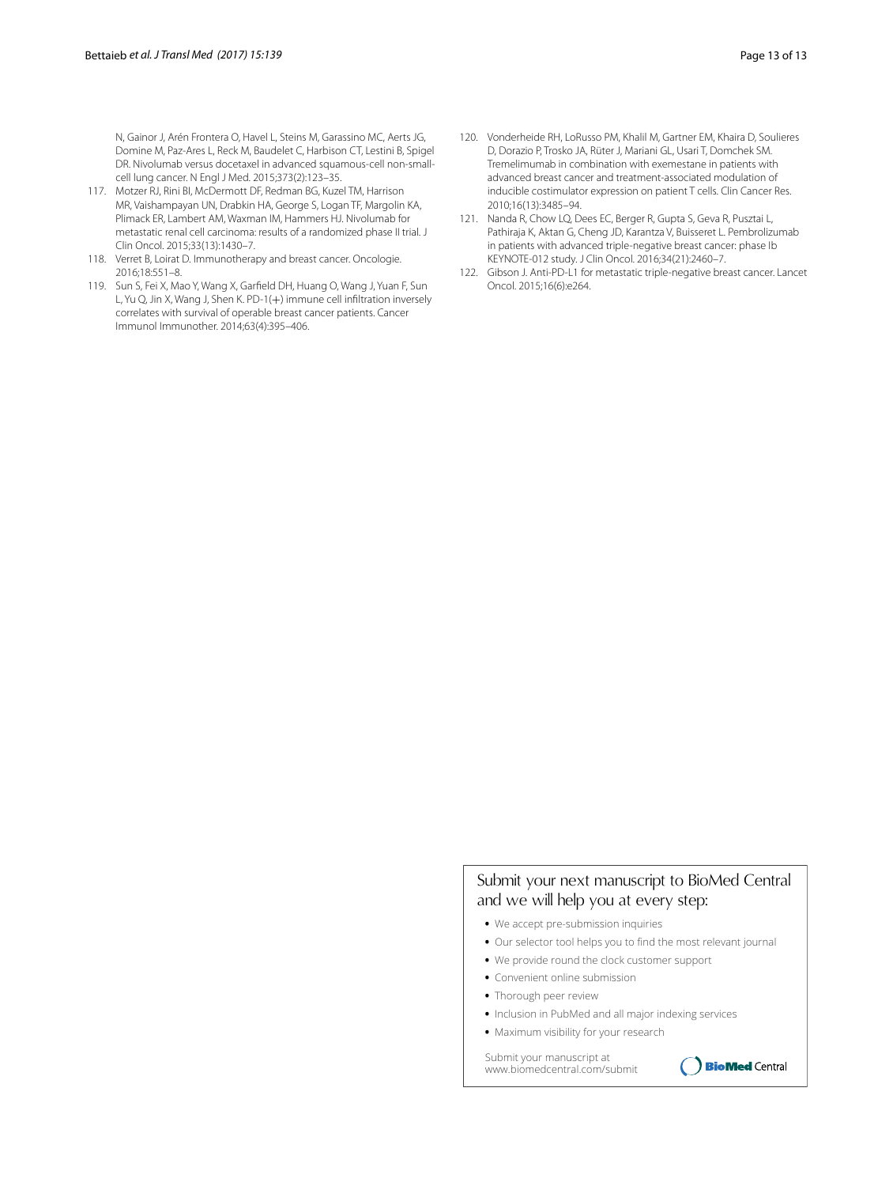N, Gainor J, Arén Frontera O, Havel L, Steins M, Garassino MC, Aerts JG, Domine M, Paz-Ares L, Reck M, Baudelet C, Harbison CT, Lestini B, Spigel DR. Nivolumab versus docetaxel in advanced squamous-cell non-small-cell lung cancer. N Engl J Med. 2015;373(2):123–35.

117. Motzer RJ, Rini BI, McDermott DF, Redman BG, Kuzel TM, Harrison MR, Vaishampayan UN, Drabkin HA, George S, Logan TF, Margolin KA, Plimack ER, Lambert AM, Waxman IM, Hammers HJ. Nivolumab for metastatic renal cell carcinoma: results of a randomized phase II trial. J Clin Oncol. 2015;33(13):1430–7.
118. Verret B, Loirat D. Immunotherapy and breast cancer. Oncologie. 2016;18:551–8.
119. Sun S, Fei X, Mao Y, Wang X, Garfield DH, Huang O, Wang J, Yuan F, Sun L, Yu Q, Jin X, Wang J, Shen K. PD-1(+) immune cell infiltration inversely correlates with survival of operable breast cancer patients. Cancer Immunol Immunother. 2014;63(4):395–406.
120. Vonderheide RH, LoRusso PM, Khalil M, Gartner EM, Khaira D, Soulieres D, Dorazio P, Trosko JA, Rüter J, Mariani GL, Usari T, Domchek SM. Tremelimumab in combination with exemestane in patients with advanced breast cancer and treatment-associated modulation of inducible costimulator expression on patient T cells. Clin Cancer Res. 2010;16(13):3485–94.
121. Nanda R, Chow LQ, Dees EC, Berger R, Gupta S, Geva R, Pusztai L, Pathiraja K, Aktan G, Cheng JD, Karantza V, Buisseret L. Pembrolizumab in patients with advanced triple-negative breast cancer: phase Ib KEYNOTE-012 study. J Clin Oncol. 2016;34(21):2460–7.
122. Gibson J. Anti-PD-L1 for metastatic triple-negative breast cancer. Lancet Oncol. 2015;16(6):e264.

Submit your next manuscript to BioMed Central and we will help you at every step:

- We accept pre-submission inquiries
- Our selector tool helps you to find the most relevant journal
- We provide round the clock customer support
- Convenient online submission
- Thorough peer review
- Inclusion in PubMed and all major indexing services
- Maximum visibility for your research

Submit your manuscript at www.biomedcentral.com/submit

BioMed Central